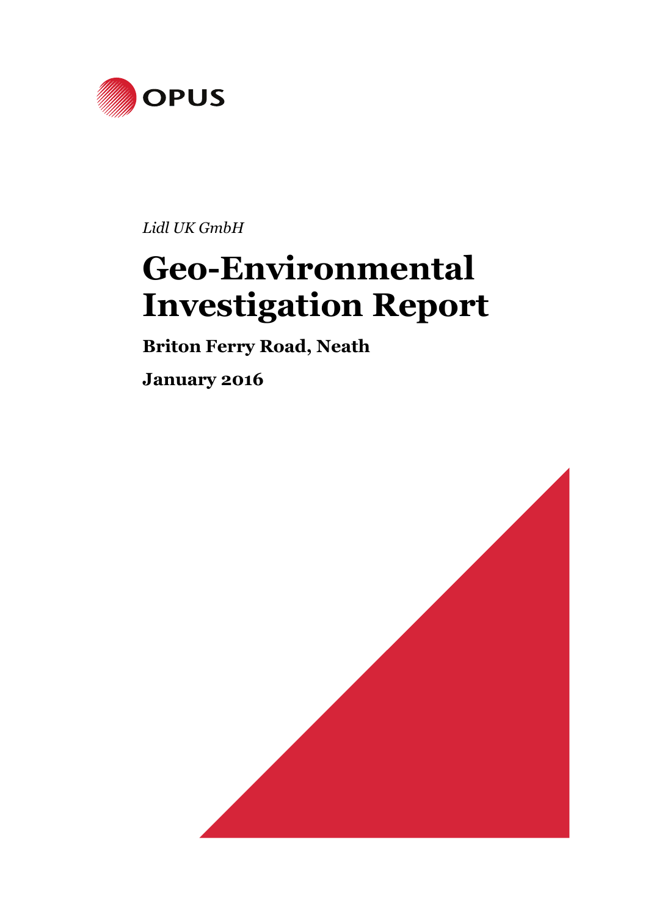OPUS

*Lidl UK GmbH*

# Geo-Environmental Investigation Report

**Briton Ferry Road, Neath**

**January 2016**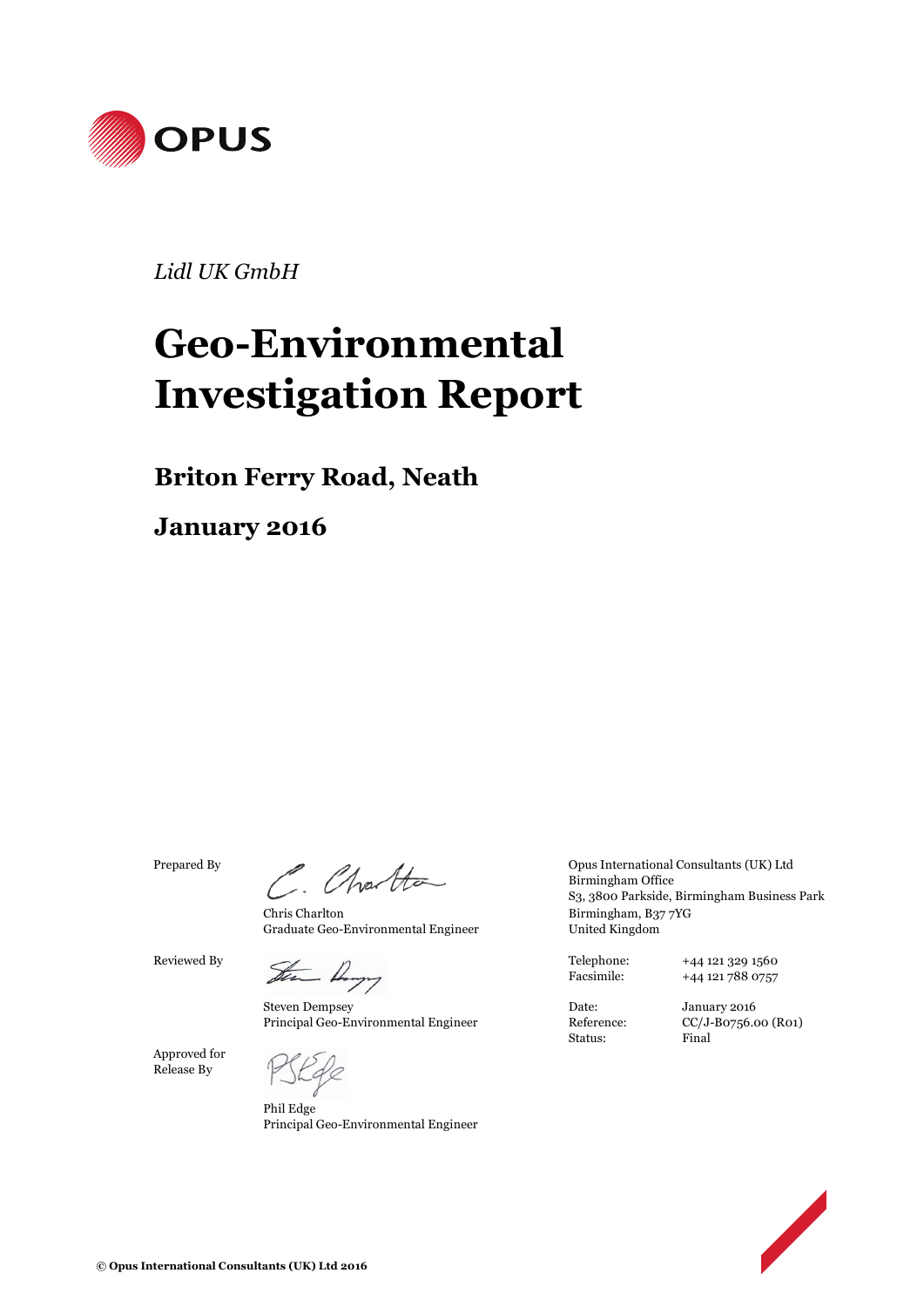*Lidl UK GmbH*

# Geo-Environmental Investigation Report

## Briton Ferry Road, Neath

## January 2016

Prepared By

Chris Charlton
Graduate Geo-Environmental Engineer

Reviewed By

Steven Dempsey
Principal Geo-Environmental Engineer

Approved for Release By

Phil Edge
Principal Geo-Environmental Engineer

Opus International Consultants (UK) Ltd
Birmingham Office
S3, 3800 Parkside, Birmingham Business Park
Birmingham, B37 7YG
United Kingdom

| | |
|---|---|
| Telephone: | +44 121 329 1560 |
| Facsimile: | +44 121 788 0757 |
| | |
| Date: | January 2016 |
| Reference: | CC/J-B0756.00 (R01) |
| Status: | Final |

**© Opus International Consultants (UK) Ltd 2016**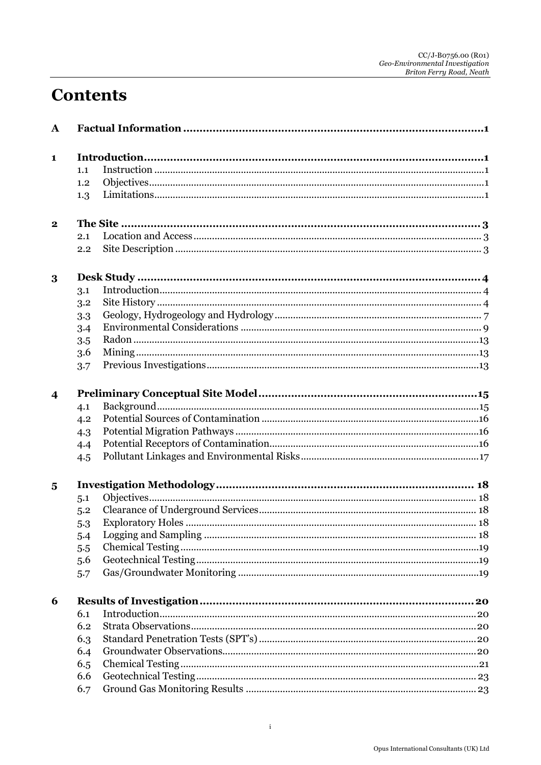# Contents

| | | | |
|---|---|---|---|
| **A** | **Factual Information** | | **1** |
| **1** | **Introduction** | | **1** |
| | 1.1 | Instruction | 1 |
| | 1.2 | Objectives | 1 |
| | 1.3 | Limitations | 1 |
| **2** | **The Site** | | **3** |
| | 2.1 | Location and Access | 3 |
| | 2.2 | Site Description | 3 |
| **3** | **Desk Study** | | **4** |
| | 3.1 | Introduction | 4 |
| | 3.2 | Site History | 4 |
| | 3.3 | Geology, Hydrogeology and Hydrology | 7 |
| | 3.4 | Environmental Considerations | 9 |
| | 3.5 | Radon | 13 |
| | 3.6 | Mining | 13 |
| | 3.7 | Previous Investigations | 13 |
| **4** | **Preliminary Conceptual Site Model** | | **15** |
| | 4.1 | Background | 15 |
| | 4.2 | Potential Sources of Contamination | 16 |
| | 4.3 | Potential Migration Pathways | 16 |
| | 4.4 | Potential Receptors of Contamination | 16 |
| | 4.5 | Pollutant Linkages and Environmental Risks | 17 |
| **5** | **Investigation Methodology** | | **18** |
| | 5.1 | Objectives | 18 |
| | 5.2 | Clearance of Underground Services | 18 |
| | 5.3 | Exploratory Holes | 18 |
| | 5.4 | Logging and Sampling | 18 |
| | 5.5 | Chemical Testing | 19 |
| | 5.6 | Geotechnical Testing | 19 |
| | 5.7 | Gas/Groundwater Monitoring | 19 |
| **6** | **Results of Investigation** | | **20** |
| | 6.1 | Introduction | 20 |
| | 6.2 | Strata Observations | 20 |
| | 6.3 | Standard Penetration Tests (SPT's) | 20 |
| | 6.4 | Groundwater Observations | 20 |
| | 6.5 | Chemical Testing | 21 |
| | 6.6 | Geotechnical Testing | 23 |
| | 6.7 | Ground Gas Monitoring Results | 23 |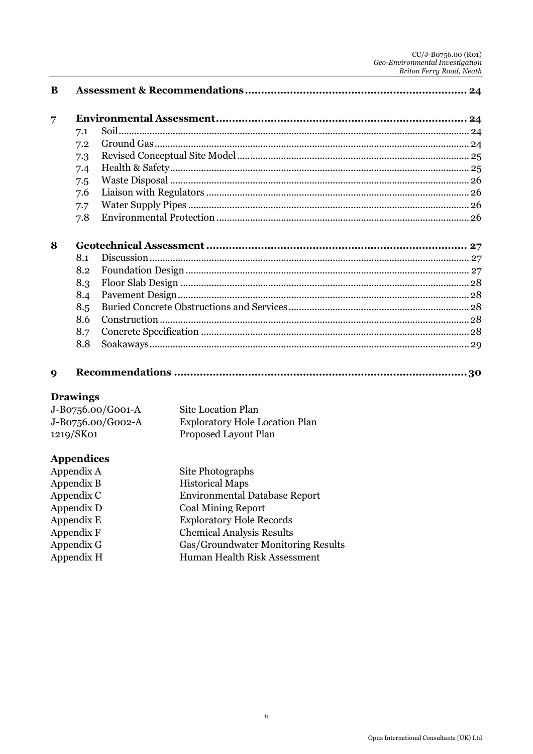| | | |
|---|---|---|
| **B** | **Assessment & Recommendations** | **24** |
| **7** | **Environmental Assessment** | **24** |
| 7.1 | Soil | 24 |
| 7.2 | Ground Gas | 24 |
| 7.3 | Revised Conceptual Site Model | 25 |
| 7.4 | Health & Safety | 25 |
| 7.5 | Waste Disposal | 26 |
| 7.6 | Liaison with Regulators | 26 |
| 7.7 | Water Supply Pipes | 26 |
| 7.8 | Environmental Protection | 26 |
| **8** | **Geotechnical Assessment** | **27** |
| 8.1 | Discussion | 27 |
| 8.2 | Foundation Design | 27 |
| 8.3 | Floor Slab Design | 28 |
| 8.4 | Pavement Design | 28 |
| 8.5 | Buried Concrete Obstructions and Services | 28 |
| 8.6 | Construction | 28 |
| 8.7 | Concrete Specification | 28 |
| 8.8 | Soakaways | 29 |
| **9** | **Recommendations** | **30** |

**Drawings**

| | |
|---|---|
| J-B0756.00/G001-A | Site Location Plan |
| J-B0756.00/G002-A | Exploratory Hole Location Plan |
| 1219/SK01 | Proposed Layout Plan |

**Appendices**

| | |
|---|---|
| Appendix A | Site Photographs |
| Appendix B | Historical Maps |
| Appendix C | Environmental Database Report |
| Appendix D | Coal Mining Report |
| Appendix E | Exploratory Hole Records |
| Appendix F | Chemical Analysis Results |
| Appendix G | Gas/Groundwater Monitoring Results |
| Appendix H | Human Health Risk Assessment |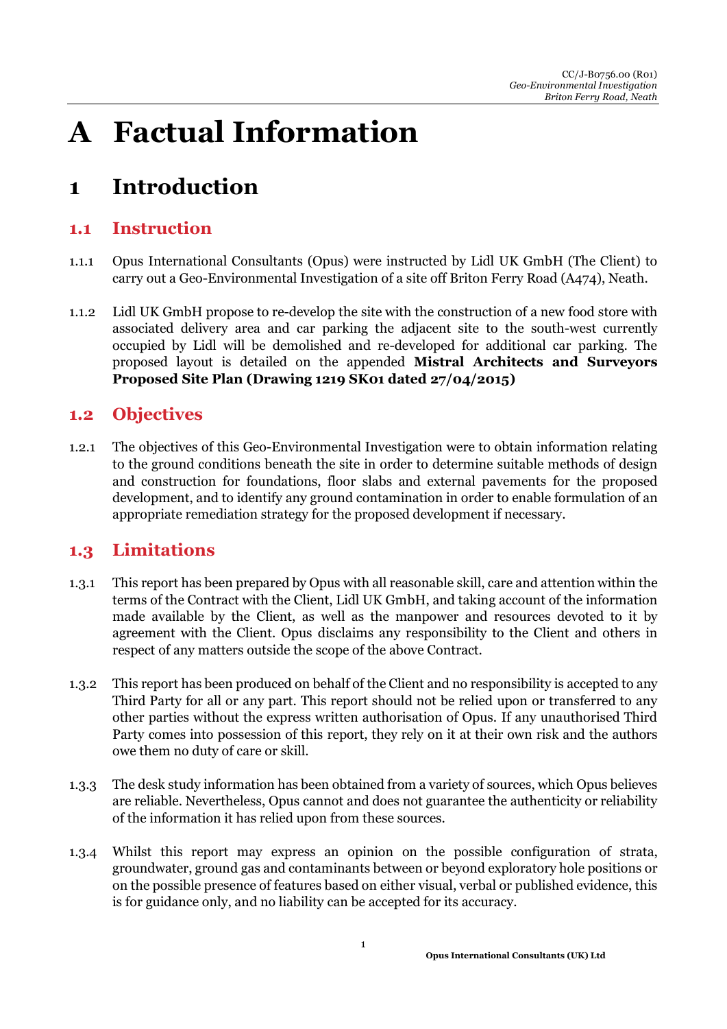# A Factual Information

# 1 Introduction

## 1.1 Instruction

1.1.1 Opus International Consultants (Opus) were instructed by Lidl UK GmbH (The Client) to carry out a Geo-Environmental Investigation of a site off Briton Ferry Road (A474), Neath.

1.1.2 Lidl UK GmbH propose to re-develop the site with the construction of a new food store with associated delivery area and car parking the adjacent site to the south-west currently occupied by Lidl will be demolished and re-developed for additional car parking. The proposed layout is detailed on the appended **Mistral Architects and Surveyors Proposed Site Plan (Drawing 1219 SK01 dated 27/04/2015)**

## 1.2 Objectives

1.2.1 The objectives of this Geo-Environmental Investigation were to obtain information relating to the ground conditions beneath the site in order to determine suitable methods of design and construction for foundations, floor slabs and external pavements for the proposed development, and to identify any ground contamination in order to enable formulation of an appropriate remediation strategy for the proposed development if necessary.

## 1.3 Limitations

1.3.1 This report has been prepared by Opus with all reasonable skill, care and attention within the terms of the Contract with the Client, Lidl UK GmbH, and taking account of the information made available by the Client, as well as the manpower and resources devoted to it by agreement with the Client. Opus disclaims any responsibility to the Client and others in respect of any matters outside the scope of the above Contract.

1.3.2 This report has been produced on behalf of the Client and no responsibility is accepted to any Third Party for all or any part. This report should not be relied upon or transferred to any other parties without the express written authorisation of Opus. If any unauthorised Third Party comes into possession of this report, they rely on it at their own risk and the authors owe them no duty of care or skill.

1.3.3 The desk study information has been obtained from a variety of sources, which Opus believes are reliable. Nevertheless, Opus cannot and does not guarantee the authenticity or reliability of the information it has relied upon from these sources.

1.3.4 Whilst this report may express an opinion on the possible configuration of strata, groundwater, ground gas and contaminants between or beyond exploratory hole positions or on the possible presence of features based on either visual, verbal or published evidence, this is for guidance only, and no liability can be accepted for its accuracy.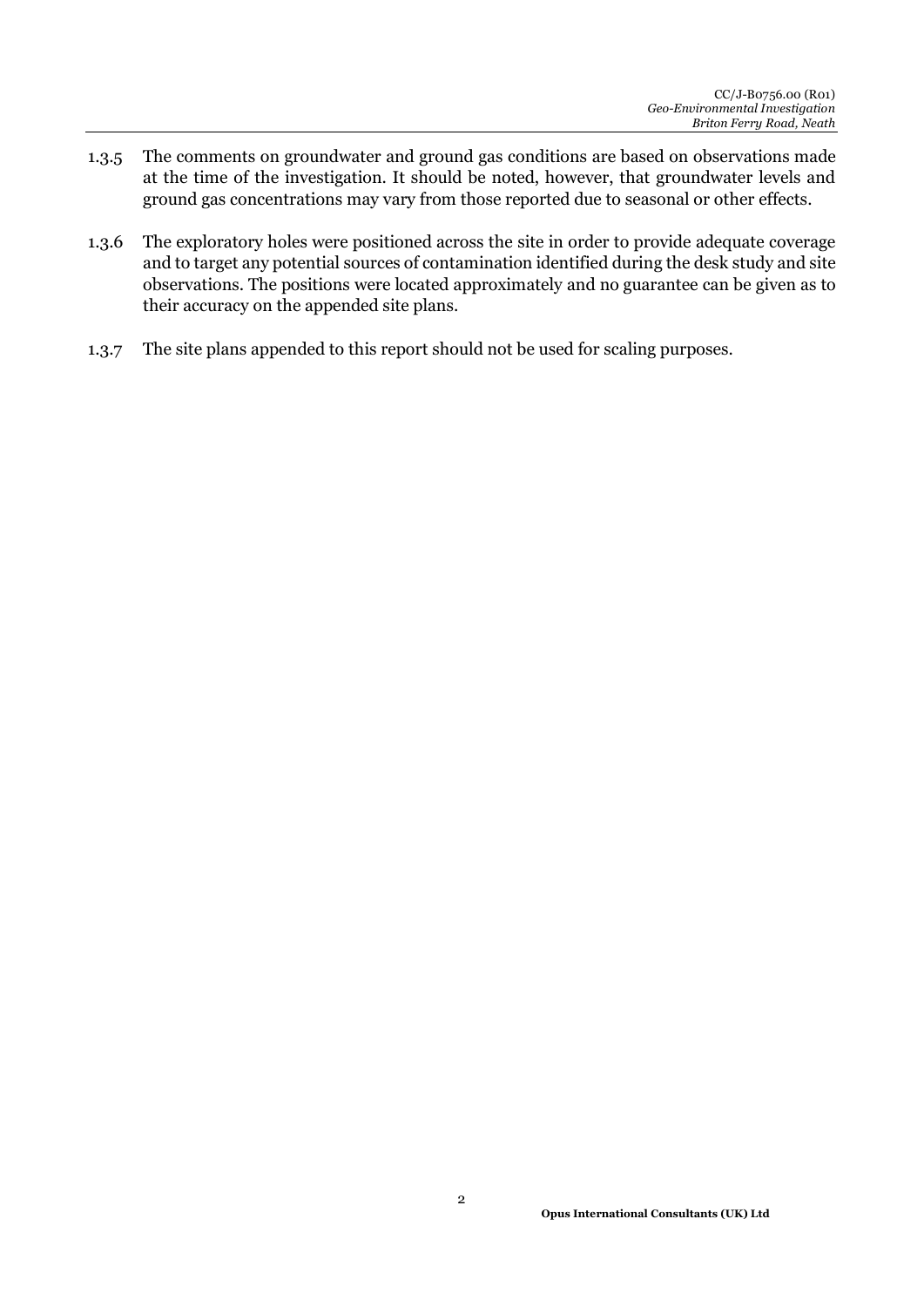1.3.5 The comments on groundwater and ground gas conditions are based on observations made at the time of the investigation. It should be noted, however, that groundwater levels and ground gas concentrations may vary from those reported due to seasonal or other effects.

1.3.6 The exploratory holes were positioned across the site in order to provide adequate coverage and to target any potential sources of contamination identified during the desk study and site observations. The positions were located approximately and no guarantee can be given as to their accuracy on the appended site plans.

1.3.7 The site plans appended to this report should not be used for scaling purposes.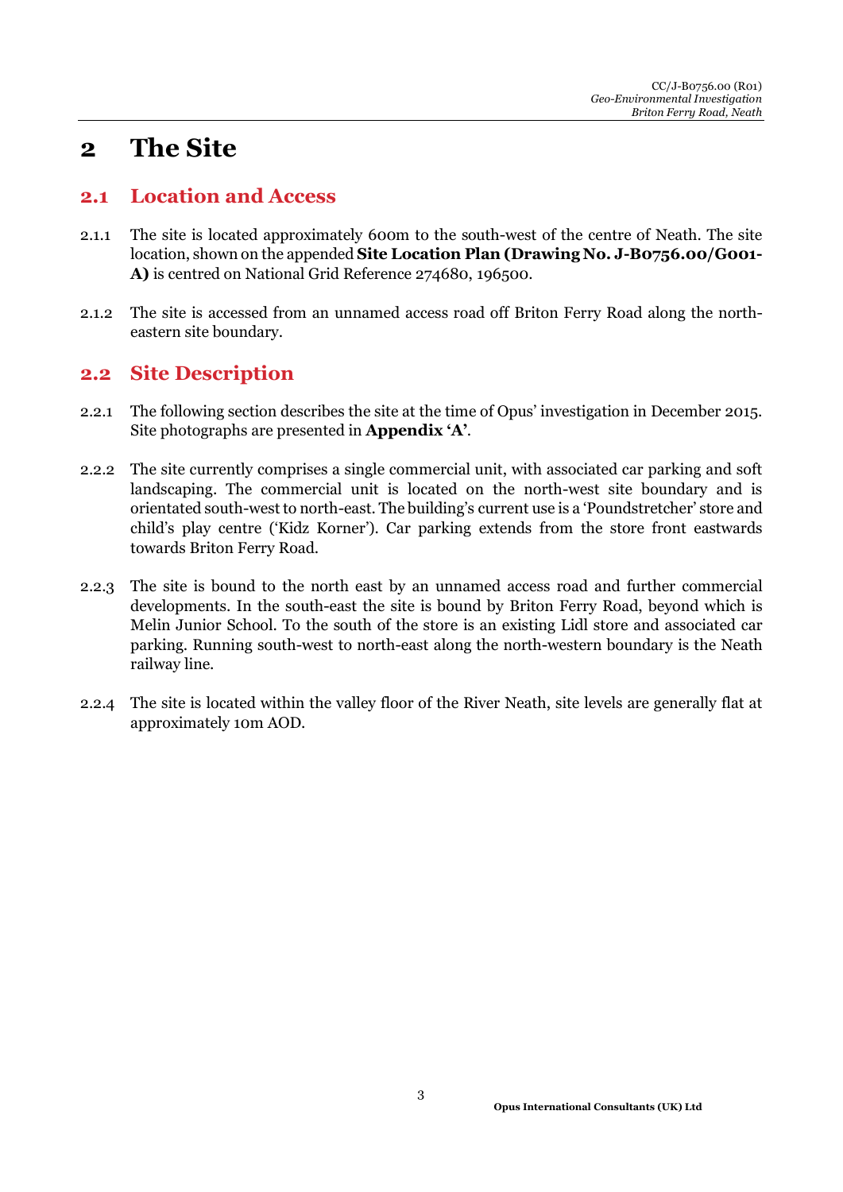# 2 The Site

## 2.1 Location and Access

2.1.1 The site is located approximately 600m to the south-west of the centre of Neath. The site location, shown on the appended **Site Location Plan (Drawing No. J-B0756.00/G001-A)** is centred on National Grid Reference 274680, 196500.

2.1.2 The site is accessed from an unnamed access road off Briton Ferry Road along the north-eastern site boundary.

## 2.2 Site Description

2.2.1 The following section describes the site at the time of Opus' investigation in December 2015. Site photographs are presented in **Appendix 'A'**.

2.2.2 The site currently comprises a single commercial unit, with associated car parking and soft landscaping. The commercial unit is located on the north-west site boundary and is orientated south-west to north-east. The building's current use is a 'Poundstretcher' store and child's play centre ('Kidz Korner'). Car parking extends from the store front eastwards towards Briton Ferry Road.

2.2.3 The site is bound to the north east by an unnamed access road and further commercial developments. In the south-east the site is bound by Briton Ferry Road, beyond which is Melin Junior School. To the south of the store is an existing Lidl store and associated car parking. Running south-west to north-east along the north-western boundary is the Neath railway line.

2.2.4 The site is located within the valley floor of the River Neath, site levels are generally flat at approximately 10m AOD.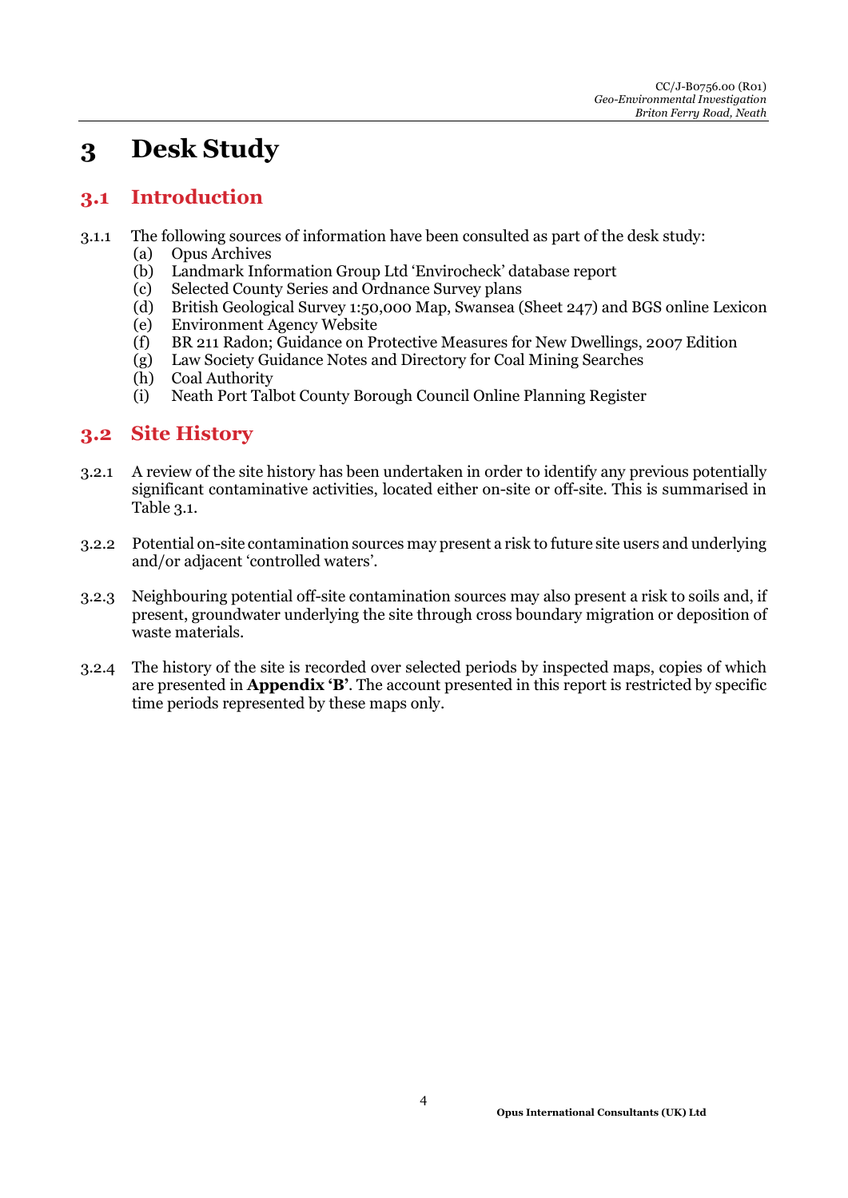# 3 Desk Study

## 3.1 Introduction

3.1.1 The following sources of information have been consulted as part of the desk study:

(a) Opus Archives
(b) Landmark Information Group Ltd 'Envirocheck' database report
(c) Selected County Series and Ordnance Survey plans
(d) British Geological Survey 1:50,000 Map, Swansea (Sheet 247) and BGS online Lexicon
(e) Environment Agency Website
(f) BR 211 Radon; Guidance on Protective Measures for New Dwellings, 2007 Edition
(g) Law Society Guidance Notes and Directory for Coal Mining Searches
(h) Coal Authority
(i) Neath Port Talbot County Borough Council Online Planning Register

## 3.2 Site History

3.2.1 A review of the site history has been undertaken in order to identify any previous potentially significant contaminative activities, located either on-site or off-site. This is summarised in Table 3.1.

3.2.2 Potential on-site contamination sources may present a risk to future site users and underlying and/or adjacent 'controlled waters'.

3.2.3 Neighbouring potential off-site contamination sources may also present a risk to soils and, if present, groundwater underlying the site through cross boundary migration or deposition of waste materials.

3.2.4 The history of the site is recorded over selected periods by inspected maps, copies of which are presented in **Appendix 'B'**. The account presented in this report is restricted by specific time periods represented by these maps only.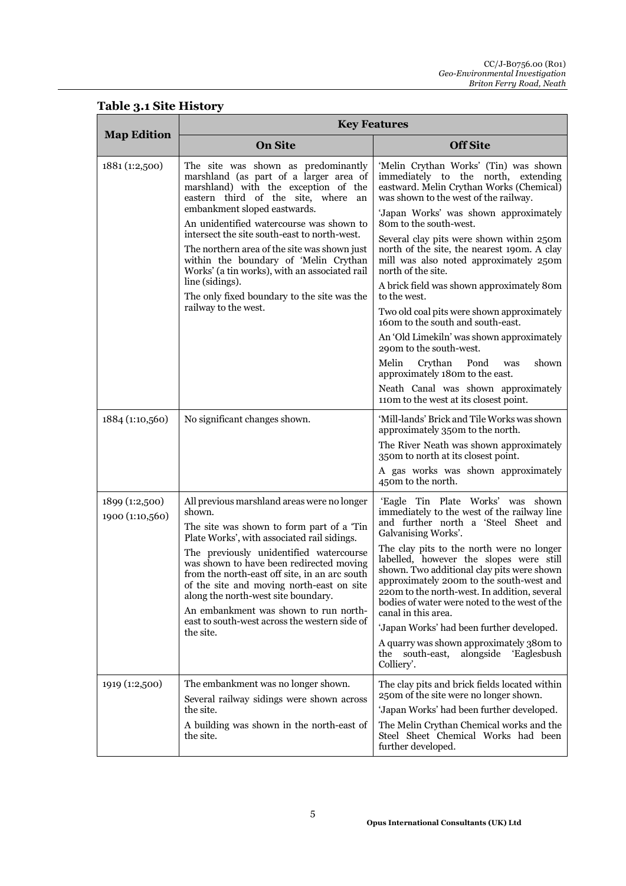## Table 3.1 Site History

| Map Edition | Key Features | |
|---|---|---|
| | **On Site** | **Off Site** |
| 1881 (1:2,500) | The site was shown as predominantly marshland (as part of a larger area of marshland) with the exception of the eastern third of the site, where an embankment sloped eastwards.<br><br>An unidentified watercourse was shown to intersect the site south-east to north-west.<br><br>The northern area of the site was shown just within the boundary of 'Melin Crythan Works' (a tin works), with an associated rail line (sidings).<br><br>The only fixed boundary to the site was the railway to the west. | 'Melin Crythan Works' (Tin) was shown immediately to the north, extending eastward. Melin Crythan Works (Chemical) was shown to the west of the railway.<br><br>'Japan Works' was shown approximately 80m to the south-west.<br><br>Several clay pits were shown within 250m north of the site, the nearest 190m. A clay mill was also noted approximately 250m north of the site.<br><br>A brick field was shown approximately 80m to the west.<br><br>Two old coal pits were shown approximately 160m to the south and south-east.<br><br>An 'Old Limekiln' was shown approximately 290m to the south-west.<br><br>Melin Crythan Pond was shown approximately 180m to the east.<br><br>Neath Canal was shown approximately 110m to the west at its closest point. |
| 1884 (1:10,560) | No significant changes shown. | 'Mill-lands' Brick and Tile Works was shown approximately 350m to the north.<br><br>The River Neath was shown approximately 350m to north at its closest point.<br><br>A gas works was shown approximately 450m to the north. |
| 1899 (1:2,500)<br>1900 (1:10,560) | All previous marshland areas were no longer shown.<br><br>The site was shown to form part of a 'Tin Plate Works', with associated rail sidings.<br><br>The previously unidentified watercourse was shown to have been redirected moving from the north-east off site, in an arc south of the site and moving north-east on site along the north-west site boundary.<br><br>An embankment was shown to run north-east to south-west across the western side of the site. | 'Eagle Tin Plate Works' was shown immediately to the west of the railway line and further north a 'Steel Sheet and Galvanising Works'.<br><br>The clay pits to the north were no longer labelled, however the slopes were still shown. Two additional clay pits were shown approximately 200m to the south-west and 220m to the north-west. In addition, several bodies of water were noted to the west of the canal in this area.<br><br>'Japan Works' had been further developed.<br><br>A quarry was shown approximately 380m to the south-east, alongside 'Eaglesbush Colliery'. |
| 1919 (1:2,500) | The embankment was no longer shown.<br><br>Several railway sidings were shown across the site.<br><br>A building was shown in the north-east of the site. | The clay pits and brick fields located within 250m of the site were no longer shown.<br><br>'Japan Works' had been further developed.<br><br>The Melin Crythan Chemical works and the Steel Sheet Chemical Works had been further developed. |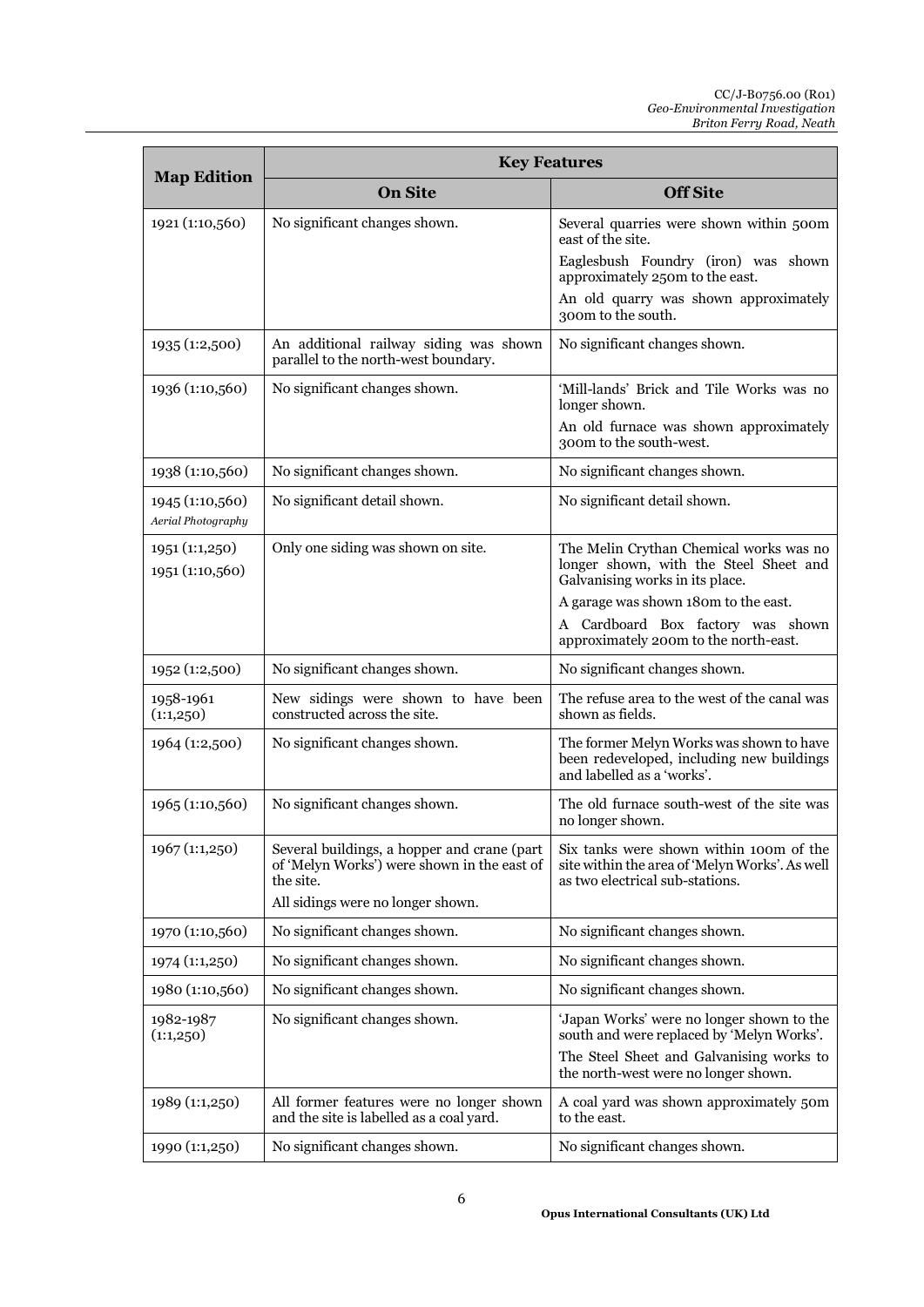| Map Edition | Key Features | |
|---|---|---|
| | **On Site** | **Off Site** |
| 1921 (1:10,560) | No significant changes shown. | Several quarries were shown within 500m east of the site. Eaglesbush Foundry (iron) was shown approximately 250m to the east. An old quarry was shown approximately 300m to the south. |
| 1935 (1:2,500) | An additional railway siding was shown parallel to the north-west boundary. | No significant changes shown. |
| 1936 (1:10,560) | No significant changes shown. | 'Mill-lands' Brick and Tile Works was no longer shown. An old furnace was shown approximately 300m to the south-west. |
| 1938 (1:10,560) | No significant changes shown. | No significant changes shown. |
| 1945 (1:10,560) *Aerial Photography* | No significant detail shown. | No significant detail shown. |
| 1951 (1:1,250) 1951 (1:10,560) | Only one siding was shown on site. | The Melin Crythan Chemical works was no longer shown, with the Steel Sheet and Galvanising works in its place. A garage was shown 180m to the east. A Cardboard Box factory was shown approximately 200m to the north-east. |
| 1952 (1:2,500) | No significant changes shown. | No significant changes shown. |
| 1958-1961 (1:1,250) | New sidings were shown to have been constructed across the site. | The refuse area to the west of the canal was shown as fields. |
| 1964 (1:2,500) | No significant changes shown. | The former Melyn Works was shown to have been redeveloped, including new buildings and labelled as a 'works'. |
| 1965 (1:10,560) | No significant changes shown. | The old furnace south-west of the site was no longer shown. |
| 1967 (1:1,250) | Several buildings, a hopper and crane (part of 'Melyn Works') were shown in the east of the site. All sidings were no longer shown. | Six tanks were shown within 100m of the site within the area of 'Melyn Works'. As well as two electrical sub-stations. |
| 1970 (1:10,560) | No significant changes shown. | No significant changes shown. |
| 1974 (1:1,250) | No significant changes shown. | No significant changes shown. |
| 1980 (1:10,560) | No significant changes shown. | No significant changes shown. |
| 1982-1987 (1:1,250) | No significant changes shown. | 'Japan Works' were no longer shown to the south and were replaced by 'Melyn Works'. The Steel Sheet and Galvanising works to the north-west were no longer shown. |
| 1989 (1:1,250) | All former features were no longer shown and the site is labelled as a coal yard. | A coal yard was shown approximately 50m to the east. |
| 1990 (1:1,250) | No significant changes shown. | No significant changes shown. |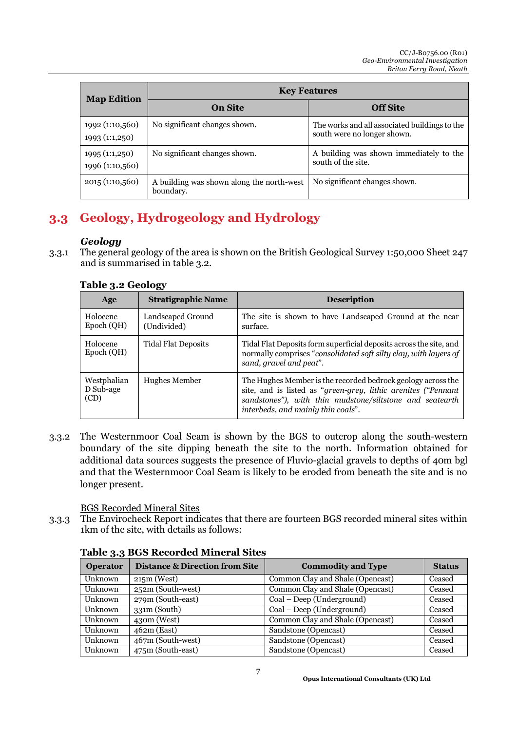| Map Edition | Key Features | |
|---|---|---|
| | **On Site** | **Off Site** |
| 1992 (1:10,560) 1993 (1:1,250) | No significant changes shown. | The works and all associated buildings to the south were no longer shown. |
| 1995 (1:1,250) 1996 (1:10,560) | No significant changes shown. | A building was shown immediately to the south of the site. |
| 2015 (1:10,560) | A building was shown along the north-west boundary. | No significant changes shown. |

## 3.3 Geology, Hydrogeology and Hydrology

### *Geology*

3.3.1 The general geology of the area is shown on the British Geological Survey 1:50,000 Sheet 247 and is summarised in table 3.2.

**Table 3.2 Geology**

| Age | Stratigraphic Name | Description |
|---|---|---|
| Holocene Epoch (QH) | Landscaped Ground (Undivided) | The site is shown to have Landscaped Ground at the near surface. |
| Holocene Epoch (QH) | Tidal Flat Deposits | Tidal Flat Deposits form superficial deposits across the site, and normally comprises "*consolidated soft silty clay, with layers of sand, gravel and peat*". |
| Westphalian D Sub-age (CD) | Hughes Member | The Hughes Member is the recorded bedrock geology across the site, and is listed as "*green-grey, lithic arenites ("Pennant sandstones"), with thin mudstone/siltstone and seatearth interbeds, and mainly thin coals*". |

3.3.2 The Westernmoor Coal Seam is shown by the BGS to outcrop along the south-western boundary of the site dipping beneath the site to the north. Information obtained for additional data sources suggests the presence of Fluvio-glacial gravels to depths of 40m bgl and that the Westernmoor Coal Seam is likely to be eroded from beneath the site and is no longer present.

<u>BGS Recorded Mineral Sites</u>

3.3.3 The Envirocheck Report indicates that there are fourteen BGS recorded mineral sites within 1km of the site, with details as follows:

**Table 3.3 BGS Recorded Mineral Sites**

| Operator | Distance & Direction from Site | Commodity and Type | Status |
|---|---|---|---|
| Unknown | 215m (West) | Common Clay and Shale (Opencast) | Ceased |
| Unknown | 252m (South-west) | Common Clay and Shale (Opencast) | Ceased |
| Unknown | 279m (South-east) | Coal – Deep (Underground) | Ceased |
| Unknown | 331m (South) | Coal – Deep (Underground) | Ceased |
| Unknown | 430m (West) | Common Clay and Shale (Opencast) | Ceased |
| Unknown | 462m (East) | Sandstone (Opencast) | Ceased |
| Unknown | 467m (South-west) | Sandstone (Opencast) | Ceased |
| Unknown | 475m (South-east) | Sandstone (Opencast) | Ceased |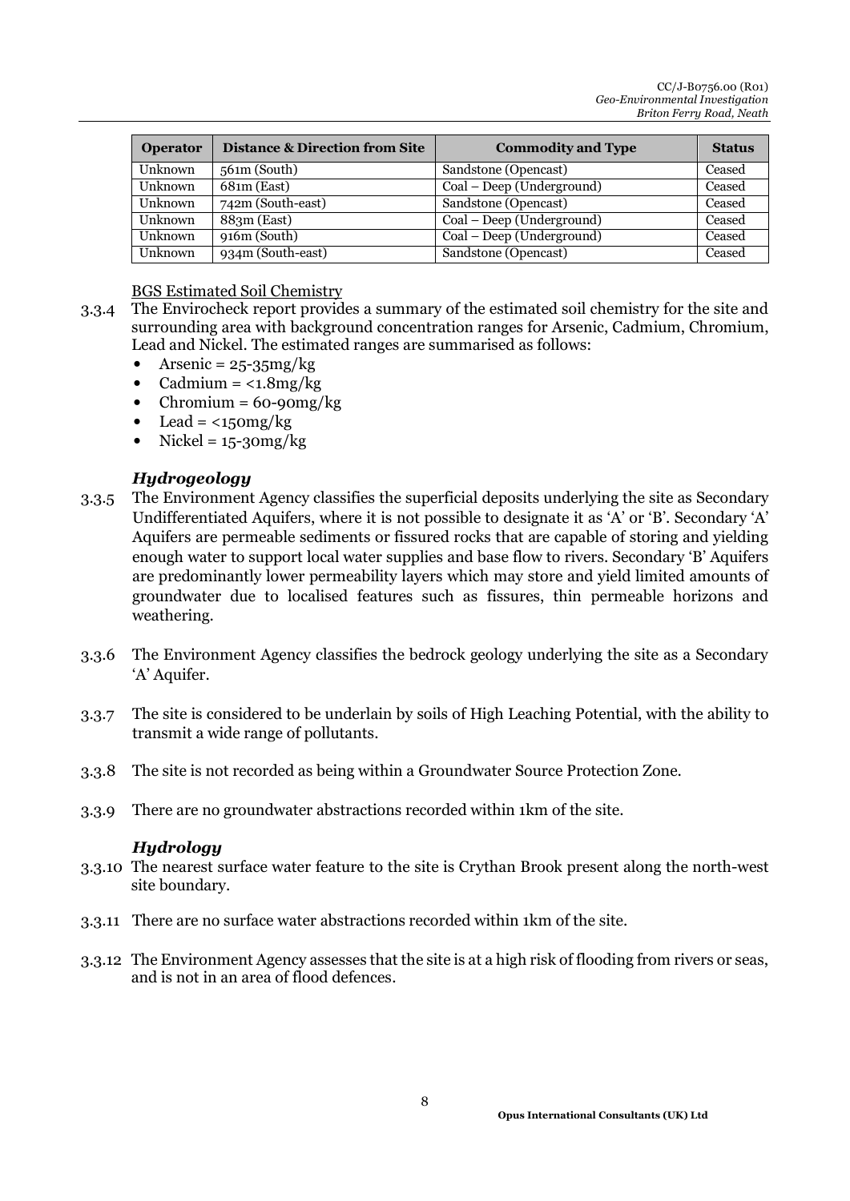| Operator | Distance & Direction from Site | Commodity and Type | Status |
|---|---|---|---|
| Unknown | 561m (South) | Sandstone (Opencast) | Ceased |
| Unknown | 681m (East) | Coal – Deep (Underground) | Ceased |
| Unknown | 742m (South-east) | Sandstone (Opencast) | Ceased |
| Unknown | 883m (East) | Coal – Deep (Underground) | Ceased |
| Unknown | 916m (South) | Coal – Deep (Underground) | Ceased |
| Unknown | 934m (South-east) | Sandstone (Opencast) | Ceased |

BGS Estimated Soil Chemistry

3.3.4 The Envirocheck report provides a summary of the estimated soil chemistry for the site and surrounding area with background concentration ranges for Arsenic, Cadmium, Chromium, Lead and Nickel. The estimated ranges are summarised as follows:

- Arsenic = 25-35mg/kg
- Cadmium = <1.8mg/kg
- Chromium = 60-90mg/kg
- Lead = <150mg/kg
- Nickel = 15-30mg/kg

### *Hydrogeology*

3.3.5 The Environment Agency classifies the superficial deposits underlying the site as Secondary Undifferentiated Aquifers, where it is not possible to designate it as 'A' or 'B'. Secondary 'A' Aquifers are permeable sediments or fissured rocks that are capable of storing and yielding enough water to support local water supplies and base flow to rivers. Secondary 'B' Aquifers are predominantly lower permeability layers which may store and yield limited amounts of groundwater due to localised features such as fissures, thin permeable horizons and weathering.

3.3.6 The Environment Agency classifies the bedrock geology underlying the site as a Secondary 'A' Aquifer.

3.3.7 The site is considered to be underlain by soils of High Leaching Potential, with the ability to transmit a wide range of pollutants.

3.3.8 The site is not recorded as being within a Groundwater Source Protection Zone.

3.3.9 There are no groundwater abstractions recorded within 1km of the site.

### *Hydrology*

3.3.10 The nearest surface water feature to the site is Crythan Brook present along the north-west site boundary.

3.3.11 There are no surface water abstractions recorded within 1km of the site.

3.3.12 The Environment Agency assesses that the site is at a high risk of flooding from rivers or seas, and is not in an area of flood defences.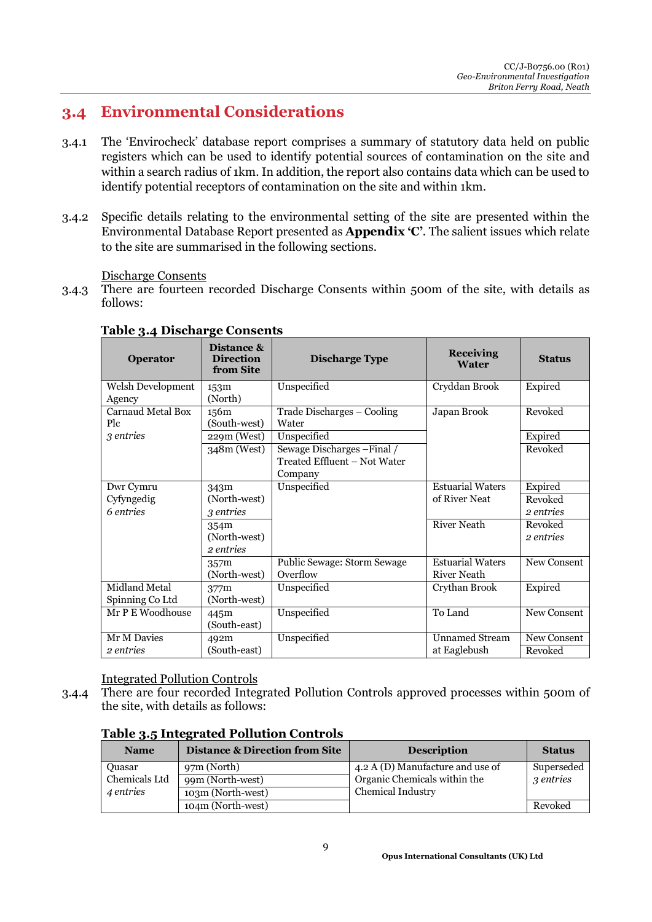## 3.4 Environmental Considerations

3.4.1 The 'Envirocheck' database report comprises a summary of statutory data held on public registers which can be used to identify potential sources of contamination on the site and within a search radius of 1km. In addition, the report also contains data which can be used to identify potential receptors of contamination on the site and within 1km.

3.4.2 Specific details relating to the environmental setting of the site are presented within the Environmental Database Report presented as **Appendix 'C'**. The salient issues which relate to the site are summarised in the following sections.

Discharge Consents

3.4.3 There are fourteen recorded Discharge Consents within 500m of the site, with details as follows:

**Table 3.4 Discharge Consents**

| Operator | Distance & Direction from Site | Discharge Type | Receiving Water | Status |
|---|---|---|---|---|
| Welsh Development Agency | 153m (North) | Unspecified | Cryddan Brook | Expired |
| Carnaud Metal Box Plc *3 entries* | 156m (South-west) | Trade Discharges – Cooling Water | Japan Brook | Revoked |
| | 229m (West) | Unspecified | | Expired |
| | 348m (West) | Sewage Discharges –Final / Treated Effluent – Not Water Company | | Revoked |
| Dwr Cymru Cyfyngedig *6 entries* | 343m (North-west) *3 entries* | Unspecified | Estuarial Waters of River Neat | Expired<br>Revoked *2 entries* |
| | 354m (North-west) *2 entries* | | River Neath | Revoked *2 entries* |
| | 357m (North-west) | Public Sewage: Storm Sewage Overflow | Estuarial Waters River Neath | New Consent |
| Midland Metal Spinning Co Ltd | 377m (North-west) | Unspecified | Crythan Brook | Expired |
| Mr P E Woodhouse | 445m (South-east) | Unspecified | To Land | New Consent |
| Mr M Davies *2 entries* | 492m (South-east) | Unspecified | Unnamed Stream at Eaglebush | New Consent<br>Revoked |

Integrated Pollution Controls

3.4.4 There are four recorded Integrated Pollution Controls approved processes within 500m of the site, with details as follows:

**Table 3.5 Integrated Pollution Controls**

| Name | Distance & Direction from Site | Description | Status |
|---|---|---|---|
| Quasar Chemicals Ltd *4 entries* | 97m (North) | 4.2 A (D) Manufacture and use of Organic Chemicals within the Chemical Industry | Superseded *3 entries* |
| | 99m (North-west) | | |
| | 103m (North-west) | | |
| | 104m (North-west) | | Revoked |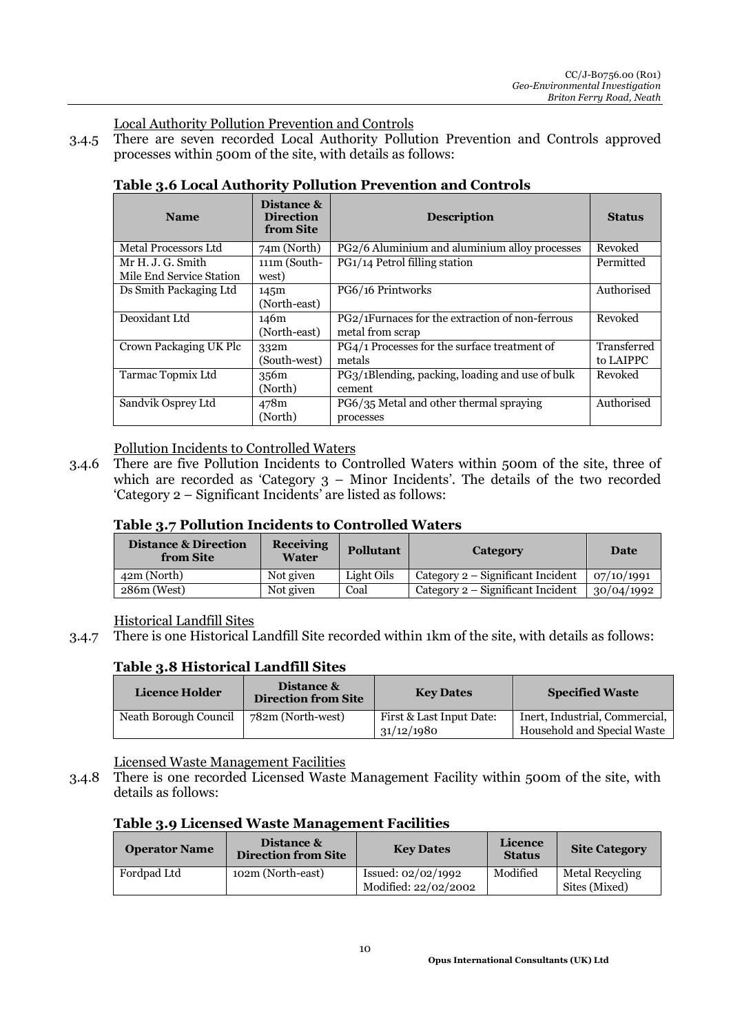Local Authority Pollution Prevention and Controls

3.4.5 There are seven recorded Local Authority Pollution Prevention and Controls approved processes within 500m of the site, with details as follows:

**Table 3.6 Local Authority Pollution Prevention and Controls**

| Name | Distance & Direction from Site | Description | Status |
|---|---|---|---|
| Metal Processors Ltd | 74m (North) | PG2/6 Aluminium and aluminium alloy processes | Revoked |
| Mr H. J. G. Smith Mile End Service Station | 111m (South-west) | PG1/14 Petrol filling station | Permitted |
| Ds Smith Packaging Ltd | 145m (North-east) | PG6/16 Printworks | Authorised |
| Deoxidant Ltd | 146m (North-east) | PG2/1Furnaces for the extraction of non-ferrous metal from scrap | Revoked |
| Crown Packaging UK Plc | 332m (South-west) | PG4/1 Processes for the surface treatment of metals | Transferred to LAIPPC |
| Tarmac Topmix Ltd | 356m (North) | PG3/1Blending, packing, loading and use of bulk cement | Revoked |
| Sandvik Osprey Ltd | 478m (North) | PG6/35 Metal and other thermal spraying processes | Authorised |

Pollution Incidents to Controlled Waters

3.4.6 There are five Pollution Incidents to Controlled Waters within 500m of the site, three of which are recorded as 'Category 3 – Minor Incidents'. The details of the two recorded 'Category 2 – Significant Incidents' are listed as follows:

**Table 3.7 Pollution Incidents to Controlled Waters**

| Distance & Direction from Site | Receiving Water | Pollutant | Category | Date |
|---|---|---|---|---|
| 42m (North) | Not given | Light Oils | Category 2 – Significant Incident | 07/10/1991 |
| 286m (West) | Not given | Coal | Category 2 – Significant Incident | 30/04/1992 |

Historical Landfill Sites

3.4.7 There is one Historical Landfill Site recorded within 1km of the site, with details as follows:

**Table 3.8 Historical Landfill Sites**

| Licence Holder | Distance & Direction from Site | Key Dates | Specified Waste |
|---|---|---|---|
| Neath Borough Council | 782m (North-west) | First & Last Input Date: 31/12/1980 | Inert, Industrial, Commercial, Household and Special Waste |

Licensed Waste Management Facilities

3.4.8 There is one recorded Licensed Waste Management Facility within 500m of the site, with details as follows:

**Table 3.9 Licensed Waste Management Facilities**

| Operator Name | Distance & Direction from Site | Key Dates | Licence Status | Site Category |
|---|---|---|---|---|
| Fordpad Ltd | 102m (North-east) | Issued: 02/02/1992 Modified: 22/02/2002 | Modified | Metal Recycling Sites (Mixed) |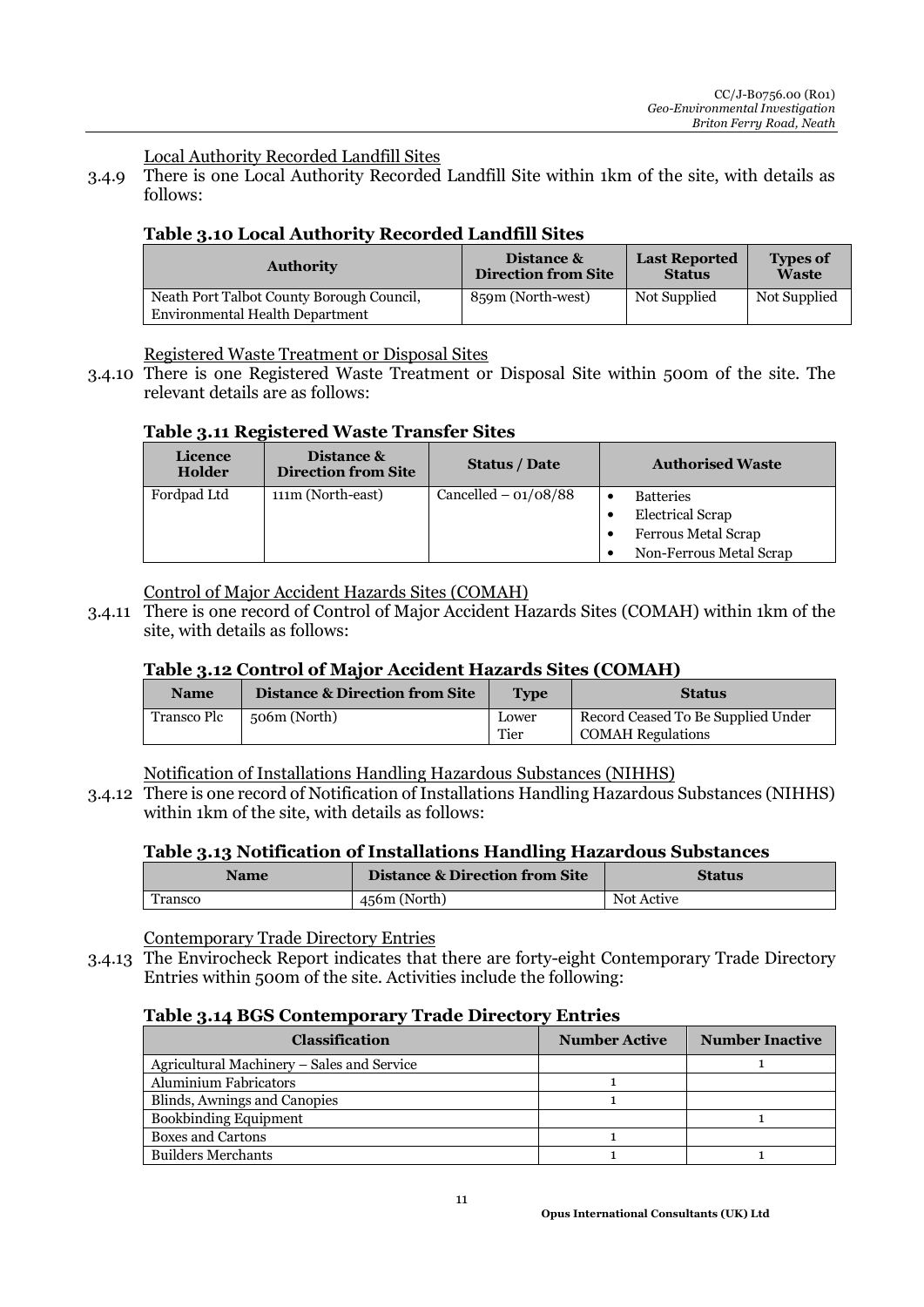Local Authority Recorded Landfill Sites

3.4.9 There is one Local Authority Recorded Landfill Site within 1km of the site, with details as follows:

**Table 3.10 Local Authority Recorded Landfill Sites**

| Authority | Distance & Direction from Site | Last Reported Status | Types of Waste |
|---|---|---|---|
| Neath Port Talbot County Borough Council, Environmental Health Department | 859m (North-west) | Not Supplied | Not Supplied |

Registered Waste Treatment or Disposal Sites

3.4.10 There is one Registered Waste Treatment or Disposal Site within 500m of the site. The relevant details are as follows:

**Table 3.11 Registered Waste Transfer Sites**

| Licence Holder | Distance & Direction from Site | Status / Date | Authorised Waste |
|---|---|---|---|
| Fordpad Ltd | 111m (North-east) | Cancelled – 01/08/88 | • Batteries<br>• Electrical Scrap<br>• Ferrous Metal Scrap<br>• Non-Ferrous Metal Scrap |

Control of Major Accident Hazards Sites (COMAH)

3.4.11 There is one record of Control of Major Accident Hazards Sites (COMAH) within 1km of the site, with details as follows:

**Table 3.12 Control of Major Accident Hazards Sites (COMAH)**

| Name | Distance & Direction from Site | Type | Status |
|---|---|---|---|
| Transco Plc | 506m (North) | Lower Tier | Record Ceased To Be Supplied Under COMAH Regulations |

Notification of Installations Handling Hazardous Substances (NIHHS)

3.4.12 There is one record of Notification of Installations Handling Hazardous Substances (NIHHS) within 1km of the site, with details as follows:

**Table 3.13 Notification of Installations Handling Hazardous Substances**

| Name | Distance & Direction from Site | Status |
|---|---|---|
| Transco | 456m (North) | Not Active |

Contemporary Trade Directory Entries

3.4.13 The Envirocheck Report indicates that there are forty-eight Contemporary Trade Directory Entries within 500m of the site. Activities include the following:

**Table 3.14 BGS Contemporary Trade Directory Entries**

| Classification | Number Active | Number Inactive |
|---|---|---|
| Agricultural Machinery – Sales and Service | | 1 |
| Aluminium Fabricators | 1 | |
| Blinds, Awnings and Canopies | 1 | |
| Bookbinding Equipment | | 1 |
| Boxes and Cartons | 1 | |
| Builders Merchants | 1 | 1 |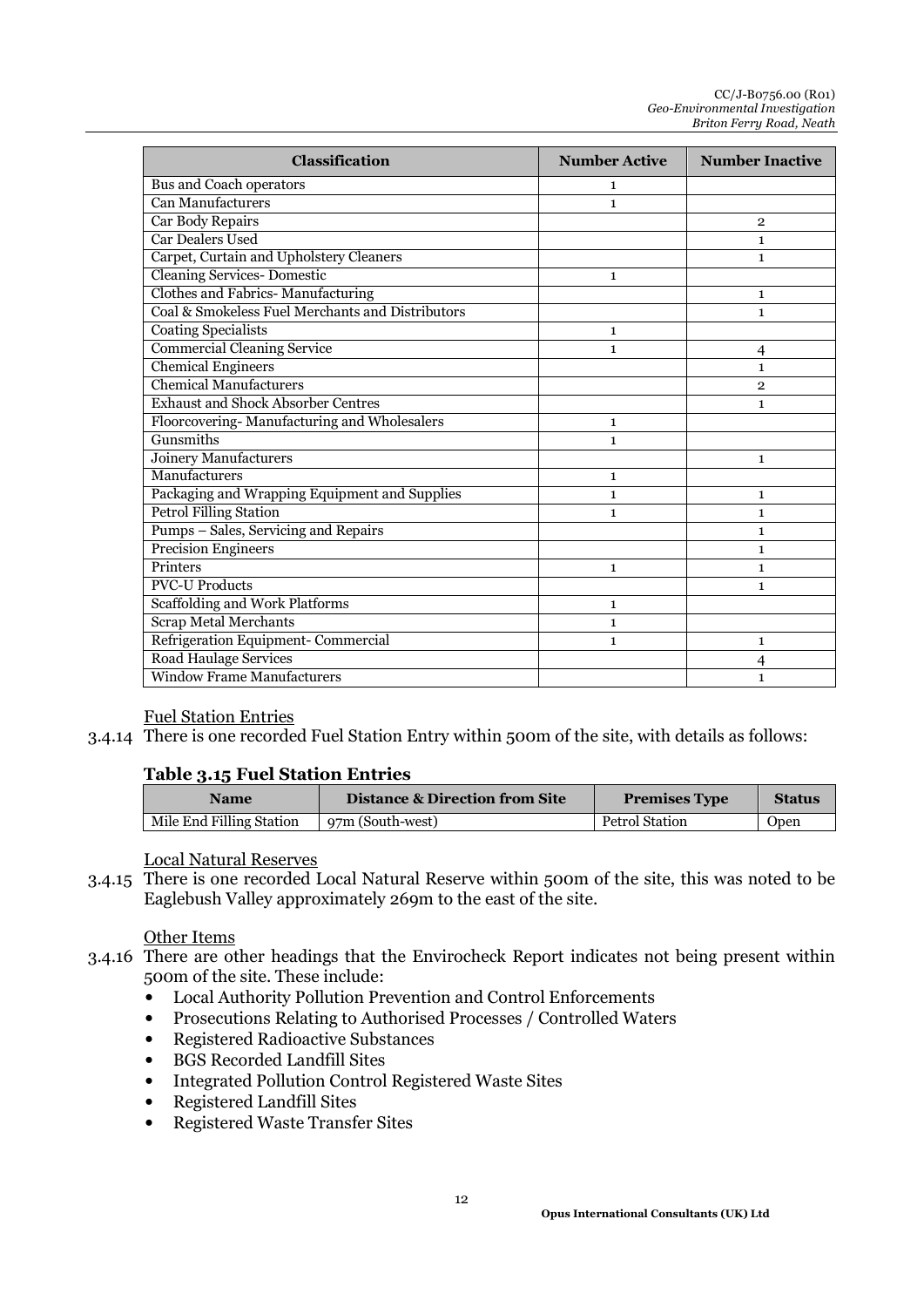| Classification | Number Active | Number Inactive |
|---|---|---|
| Bus and Coach operators | 1 | |
| Can Manufacturers | 1 | |
| Car Body Repairs | | 2 |
| Car Dealers Used | | 1 |
| Carpet, Curtain and Upholstery Cleaners | | 1 |
| Cleaning Services- Domestic | 1 | |
| Clothes and Fabrics- Manufacturing | | 1 |
| Coal & Smokeless Fuel Merchants and Distributors | | 1 |
| Coating Specialists | 1 | |
| Commercial Cleaning Service | 1 | 4 |
| Chemical Engineers | | 1 |
| Chemical Manufacturers | | 2 |
| Exhaust and Shock Absorber Centres | | 1 |
| Floorcovering- Manufacturing and Wholesalers | 1 | |
| Gunsmiths | 1 | |
| Joinery Manufacturers | | 1 |
| Manufacturers | 1 | |
| Packaging and Wrapping Equipment and Supplies | 1 | 1 |
| Petrol Filling Station | 1 | 1 |
| Pumps – Sales, Servicing and Repairs | | 1 |
| Precision Engineers | | 1 |
| Printers | 1 | 1 |
| PVC-U Products | | 1 |
| Scaffolding and Work Platforms | 1 | |
| Scrap Metal Merchants | 1 | |
| Refrigeration Equipment- Commercial | 1 | 1 |
| Road Haulage Services | | 4 |
| Window Frame Manufacturers | | 1 |

Fuel Station Entries

3.4.14 There is one recorded Fuel Station Entry within 500m of the site, with details as follows:

**Table 3.15 Fuel Station Entries**

| Name | Distance & Direction from Site | Premises Type | Status |
|---|---|---|---|
| Mile End Filling Station | 97m (South-west) | Petrol Station | Open |

Local Natural Reserves

3.4.15 There is one recorded Local Natural Reserve within 500m of the site, this was noted to be Eaglebush Valley approximately 269m to the east of the site.

Other Items

3.4.16 There are other headings that the Envirocheck Report indicates not being present within 500m of the site. These include:

- Local Authority Pollution Prevention and Control Enforcements
- Prosecutions Relating to Authorised Processes / Controlled Waters
- Registered Radioactive Substances
- BGS Recorded Landfill Sites
- Integrated Pollution Control Registered Waste Sites
- Registered Landfill Sites
- Registered Waste Transfer Sites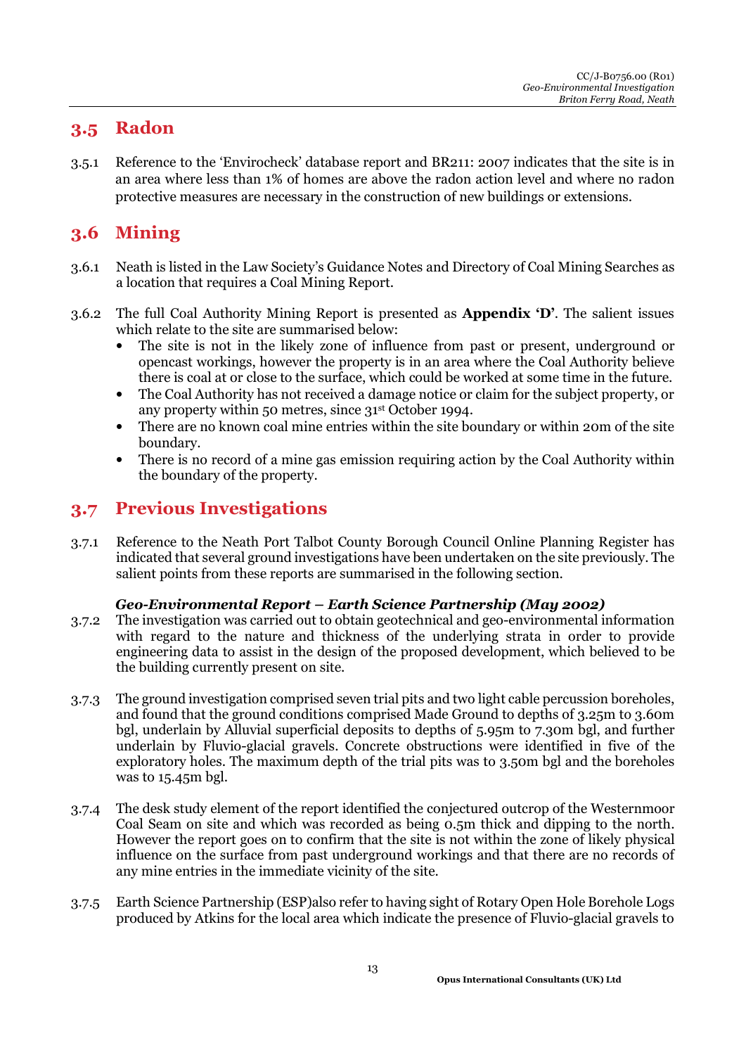## 3.5 Radon

3.5.1 Reference to the 'Envirocheck' database report and BR211: 2007 indicates that the site is in an area where less than 1% of homes are above the radon action level and where no radon protective measures are necessary in the construction of new buildings or extensions.

## 3.6 Mining

3.6.1 Neath is listed in the Law Society's Guidance Notes and Directory of Coal Mining Searches as a location that requires a Coal Mining Report.

3.6.2 The full Coal Authority Mining Report is presented as **Appendix 'D'**. The salient issues which relate to the site are summarised below:

- The site is not in the likely zone of influence from past or present, underground or opencast workings, however the property is in an area where the Coal Authority believe there is coal at or close to the surface, which could be worked at some time in the future.
- The Coal Authority has not received a damage notice or claim for the subject property, or any property within 50 metres, since 31st October 1994.
- There are no known coal mine entries within the site boundary or within 20m of the site boundary.
- There is no record of a mine gas emission requiring action by the Coal Authority within the boundary of the property.

## 3.7 Previous Investigations

3.7.1 Reference to the Neath Port Talbot County Borough Council Online Planning Register has indicated that several ground investigations have been undertaken on the site previously. The salient points from these reports are summarised in the following section.

***Geo-Environmental Report – Earth Science Partnership (May 2002)***

3.7.2 The investigation was carried out to obtain geotechnical and geo-environmental information with regard to the nature and thickness of the underlying strata in order to provide engineering data to assist in the design of the proposed development, which believed to be the building currently present on site.

3.7.3 The ground investigation comprised seven trial pits and two light cable percussion boreholes, and found that the ground conditions comprised Made Ground to depths of 3.25m to 3.60m bgl, underlain by Alluvial superficial deposits to depths of 5.95m to 7.30m bgl, and further underlain by Fluvio-glacial gravels. Concrete obstructions were identified in five of the exploratory holes. The maximum depth of the trial pits was to 3.50m bgl and the boreholes was to 15.45m bgl.

3.7.4 The desk study element of the report identified the conjectured outcrop of the Westernmoor Coal Seam on site and which was recorded as being 0.5m thick and dipping to the north. However the report goes on to confirm that the site is not within the zone of likely physical influence on the surface from past underground workings and that there are no records of any mine entries in the immediate vicinity of the site.

3.7.5 Earth Science Partnership (ESP)also refer to having sight of Rotary Open Hole Borehole Logs produced by Atkins for the local area which indicate the presence of Fluvio-glacial gravels to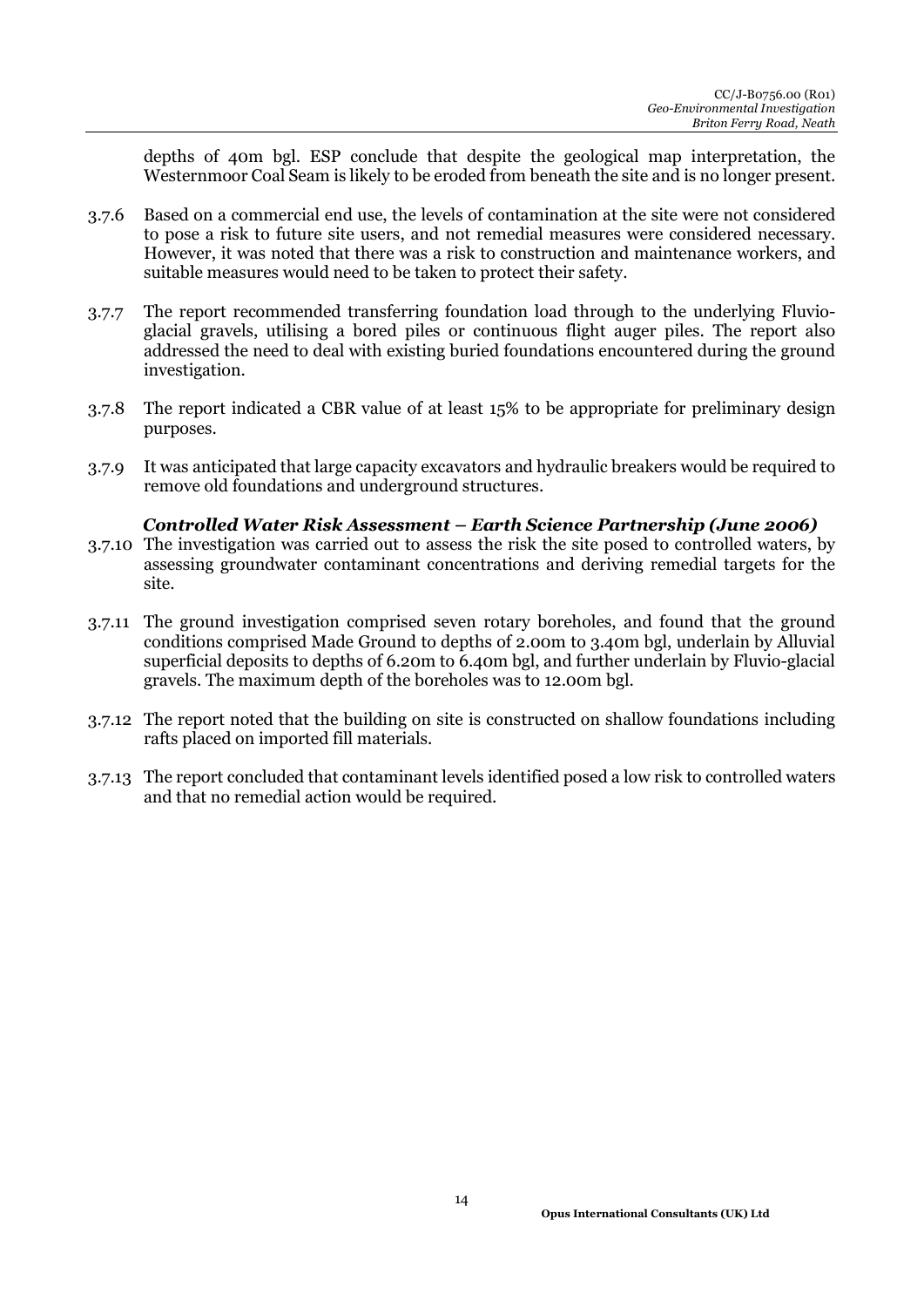depths of 40m bgl. ESP conclude that despite the geological map interpretation, the Westernmoor Coal Seam is likely to be eroded from beneath the site and is no longer present.

3.7.6 Based on a commercial end use, the levels of contamination at the site were not considered to pose a risk to future site users, and not remedial measures were considered necessary. However, it was noted that there was a risk to construction and maintenance workers, and suitable measures would need to be taken to protect their safety.

3.7.7 The report recommended transferring foundation load through to the underlying Fluvio-glacial gravels, utilising a bored piles or continuous flight auger piles. The report also addressed the need to deal with existing buried foundations encountered during the ground investigation.

3.7.8 The report indicated a CBR value of at least 15% to be appropriate for preliminary design purposes.

3.7.9 It was anticipated that large capacity excavators and hydraulic breakers would be required to remove old foundations and underground structures.

***Controlled Water Risk Assessment – Earth Science Partnership (June 2006)***

3.7.10 The investigation was carried out to assess the risk the site posed to controlled waters, by assessing groundwater contaminant concentrations and deriving remedial targets for the site.

3.7.11 The ground investigation comprised seven rotary boreholes, and found that the ground conditions comprised Made Ground to depths of 2.00m to 3.40m bgl, underlain by Alluvial superficial deposits to depths of 6.20m to 6.40m bgl, and further underlain by Fluvio-glacial gravels. The maximum depth of the boreholes was to 12.00m bgl.

3.7.12 The report noted that the building on site is constructed on shallow foundations including rafts placed on imported fill materials.

3.7.13 The report concluded that contaminant levels identified posed a low risk to controlled waters and that no remedial action would be required.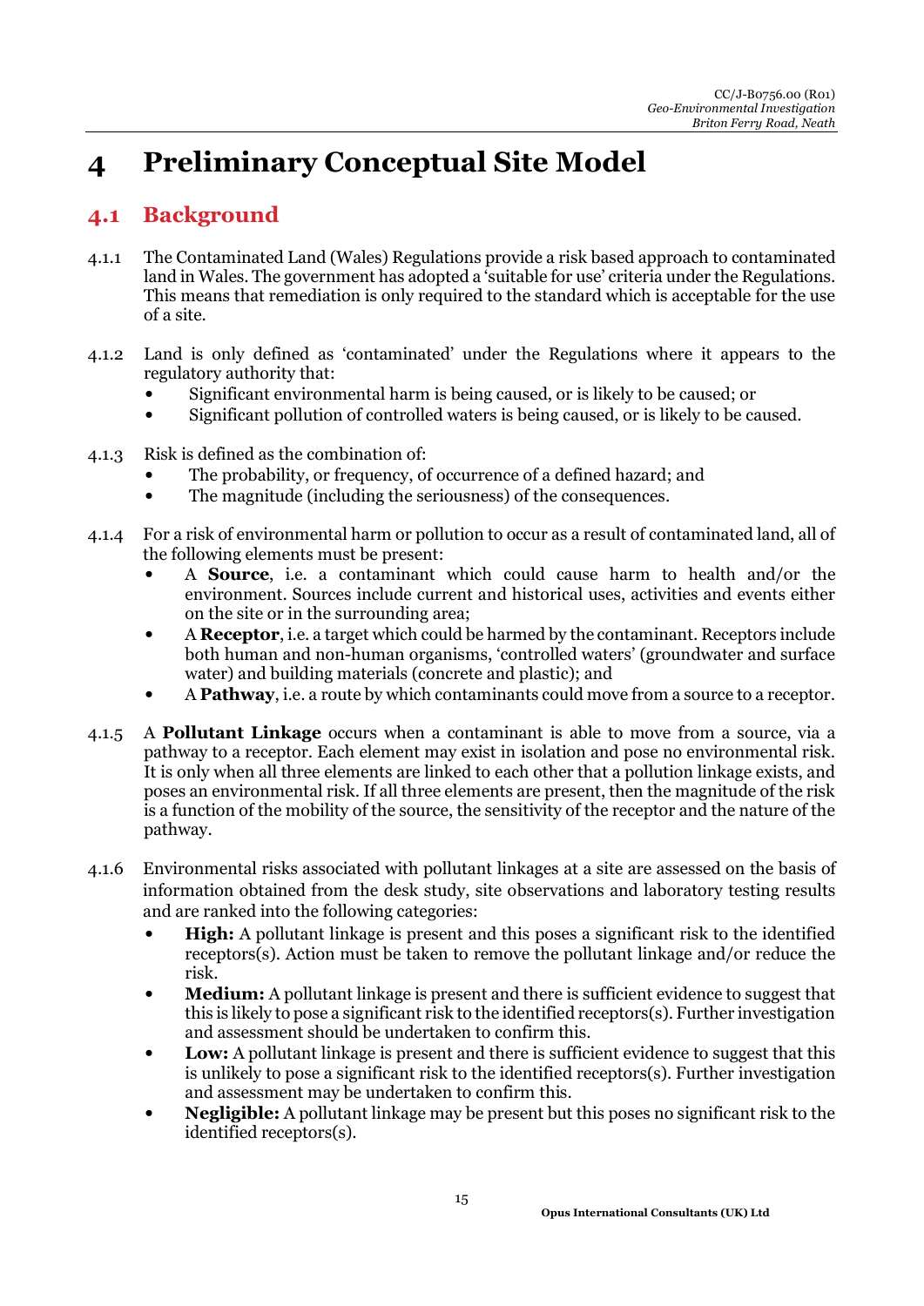# 4 Preliminary Conceptual Site Model

## 4.1 Background

4.1.1 The Contaminated Land (Wales) Regulations provide a risk based approach to contaminated land in Wales. The government has adopted a 'suitable for use' criteria under the Regulations. This means that remediation is only required to the standard which is acceptable for the use of a site.

4.1.2 Land is only defined as 'contaminated' under the Regulations where it appears to the regulatory authority that:

- Significant environmental harm is being caused, or is likely to be caused; or
- Significant pollution of controlled waters is being caused, or is likely to be caused.

4.1.3 Risk is defined as the combination of:

- The probability, or frequency, of occurrence of a defined hazard; and
- The magnitude (including the seriousness) of the consequences.

4.1.4 For a risk of environmental harm or pollution to occur as a result of contaminated land, all of the following elements must be present:

- A **Source**, i.e. a contaminant which could cause harm to health and/or the environment. Sources include current and historical uses, activities and events either on the site or in the surrounding area;
- A **Receptor**, i.e. a target which could be harmed by the contaminant. Receptors include both human and non-human organisms, 'controlled waters' (groundwater and surface water) and building materials (concrete and plastic); and
- A **Pathway**, i.e. a route by which contaminants could move from a source to a receptor.

4.1.5 A **Pollutant Linkage** occurs when a contaminant is able to move from a source, via a pathway to a receptor. Each element may exist in isolation and pose no environmental risk. It is only when all three elements are linked to each other that a pollution linkage exists, and poses an environmental risk. If all three elements are present, then the magnitude of the risk is a function of the mobility of the source, the sensitivity of the receptor and the nature of the pathway.

4.1.6 Environmental risks associated with pollutant linkages at a site are assessed on the basis of information obtained from the desk study, site observations and laboratory testing results and are ranked into the following categories:

- **High:** A pollutant linkage is present and this poses a significant risk to the identified receptors(s). Action must be taken to remove the pollutant linkage and/or reduce the risk.
- **Medium:** A pollutant linkage is present and there is sufficient evidence to suggest that this is likely to pose a significant risk to the identified receptors(s). Further investigation and assessment should be undertaken to confirm this.
- **Low:** A pollutant linkage is present and there is sufficient evidence to suggest that this is unlikely to pose a significant risk to the identified receptors(s). Further investigation and assessment may be undertaken to confirm this.
- **Negligible:** A pollutant linkage may be present but this poses no significant risk to the identified receptors(s).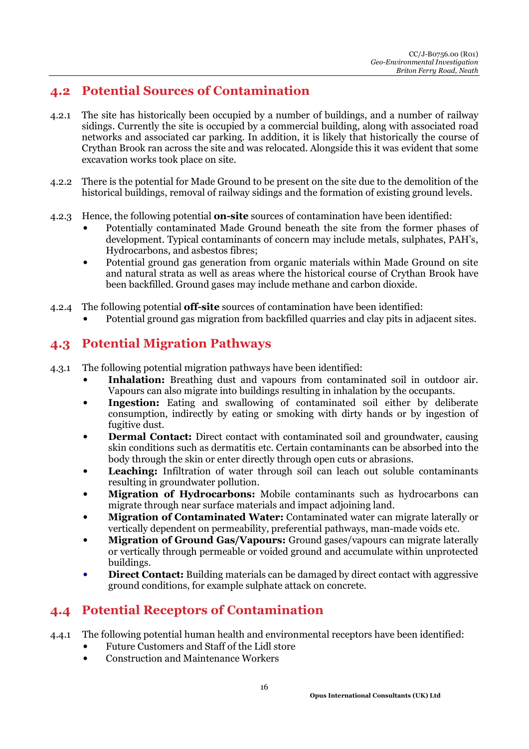## 4.2 Potential Sources of Contamination

4.2.1 The site has historically been occupied by a number of buildings, and a number of railway sidings. Currently the site is occupied by a commercial building, along with associated road networks and associated car parking. In addition, it is likely that historically the course of Crythan Brook ran across the site and was relocated. Alongside this it was evident that some excavation works took place on site.

4.2.2 There is the potential for Made Ground to be present on the site due to the demolition of the historical buildings, removal of railway sidings and the formation of existing ground levels.

4.2.3 Hence, the following potential **on-site** sources of contamination have been identified:

- Potentially contaminated Made Ground beneath the site from the former phases of development. Typical contaminants of concern may include metals, sulphates, PAH's, Hydrocarbons, and asbestos fibres;
- Potential ground gas generation from organic materials within Made Ground on site and natural strata as well as areas where the historical course of Crythan Brook have been backfilled. Ground gases may include methane and carbon dioxide.

4.2.4 The following potential **off-site** sources of contamination have been identified:

- Potential ground gas migration from backfilled quarries and clay pits in adjacent sites.

## 4.3 Potential Migration Pathways

4.3.1 The following potential migration pathways have been identified:

- **Inhalation:** Breathing dust and vapours from contaminated soil in outdoor air. Vapours can also migrate into buildings resulting in inhalation by the occupants.
- **Ingestion:** Eating and swallowing of contaminated soil either by deliberate consumption, indirectly by eating or smoking with dirty hands or by ingestion of fugitive dust.
- **Dermal Contact:** Direct contact with contaminated soil and groundwater, causing skin conditions such as dermatitis etc. Certain contaminants can be absorbed into the body through the skin or enter directly through open cuts or abrasions.
- **Leaching:** Infiltration of water through soil can leach out soluble contaminants resulting in groundwater pollution.
- **Migration of Hydrocarbons:** Mobile contaminants such as hydrocarbons can migrate through near surface materials and impact adjoining land.
- **Migration of Contaminated Water:** Contaminated water can migrate laterally or vertically dependent on permeability, preferential pathways, man-made voids etc.
- **Migration of Ground Gas/Vapours:** Ground gases/vapours can migrate laterally or vertically through permeable or voided ground and accumulate within unprotected buildings.
- **Direct Contact:** Building materials can be damaged by direct contact with aggressive ground conditions, for example sulphate attack on concrete.

## 4.4 Potential Receptors of Contamination

4.4.1 The following potential human health and environmental receptors have been identified:

- Future Customers and Staff of the Lidl store
- Construction and Maintenance Workers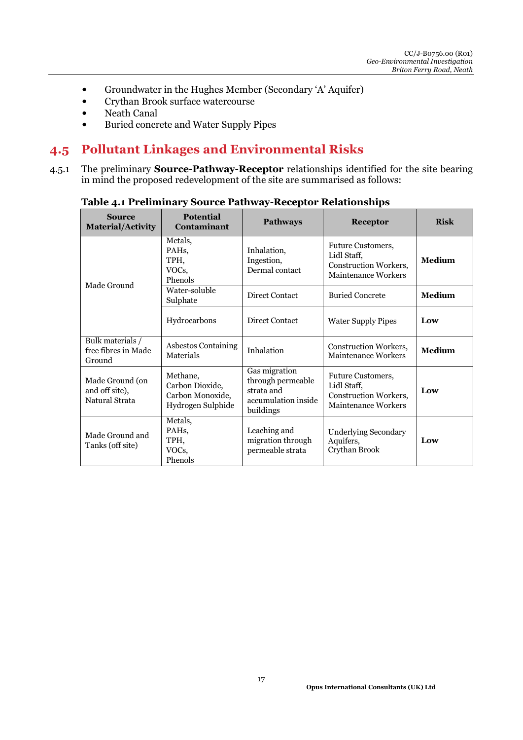- Groundwater in the Hughes Member (Secondary 'A' Aquifer)
- Crythan Brook surface watercourse
- Neath Canal
- Buried concrete and Water Supply Pipes

## 4.5 Pollutant Linkages and Environmental Risks

4.5.1 The preliminary **Source-Pathway-Receptor** relationships identified for the site bearing in mind the proposed redevelopment of the site are summarised as follows:

**Table 4.1 Preliminary Source Pathway-Receptor Relationships**

| Source Material/Activity | Potential Contaminant | Pathways | Receptor | Risk |
|---|---|---|---|---|
| Made Ground | Metals, PAHs, TPH, VOCs, Phenols | Inhalation, Ingestion, Dermal contact | Future Customers, Lidl Staff, Construction Workers, Maintenance Workers | **Medium** |
| | Water-soluble Sulphate | Direct Contact | Buried Concrete | **Medium** |
| | Hydrocarbons | Direct Contact | Water Supply Pipes | **Low** |
| Bulk materials / free fibres in Made Ground | Asbestos Containing Materials | Inhalation | Construction Workers, Maintenance Workers | **Medium** |
| Made Ground (on and off site), Natural Strata | Methane, Carbon Dioxide, Carbon Monoxide, Hydrogen Sulphide | Gas migration through permeable strata and accumulation inside buildings | Future Customers, Lidl Staff, Construction Workers, Maintenance Workers | **Low** |
| Made Ground and Tanks (off site) | Metals, PAHs, TPH, VOCs, Phenols | Leaching and migration through permeable strata | Underlying Secondary Aquifers, Crythan Brook | **Low** |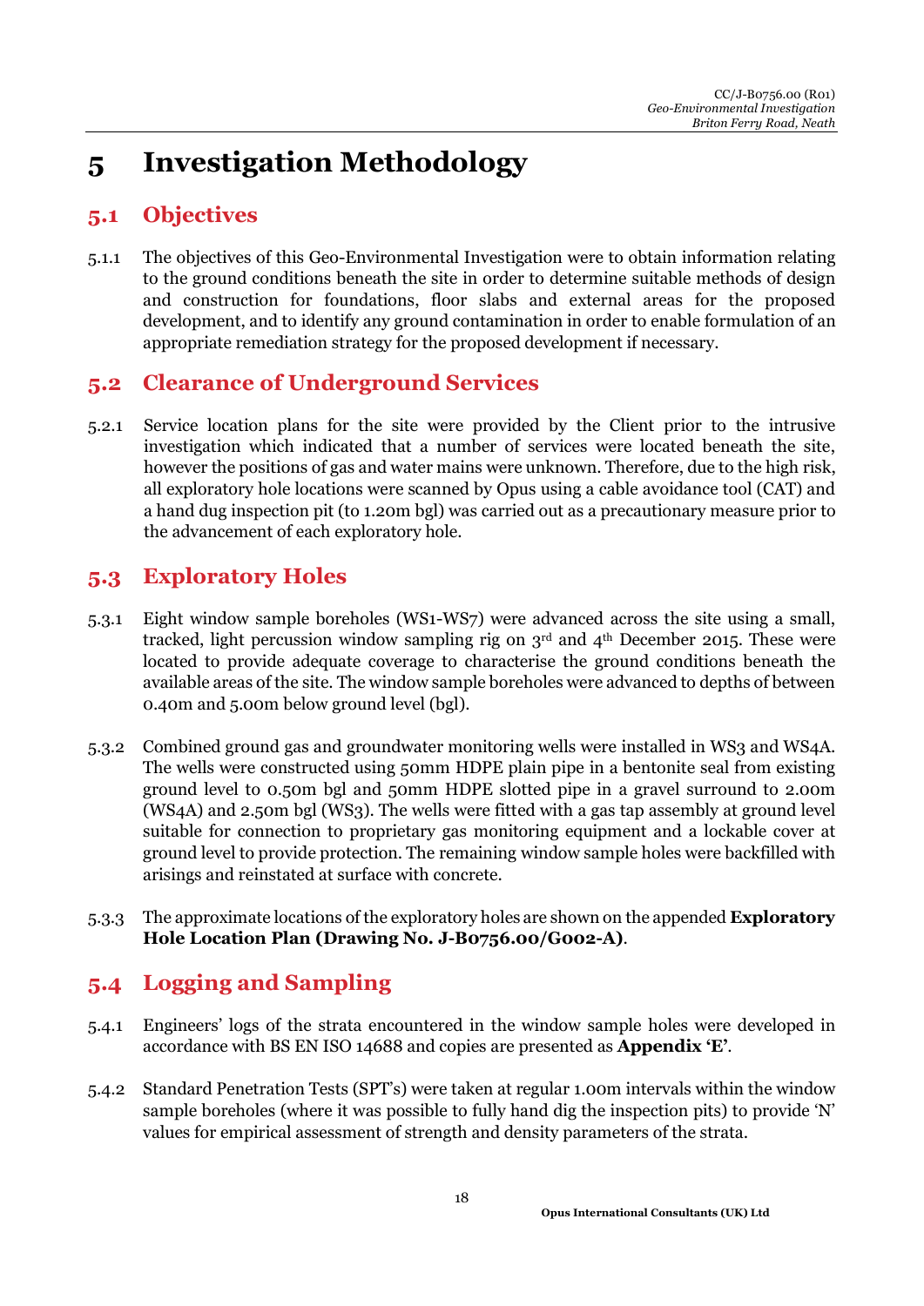# 5 Investigation Methodology

## 5.1 Objectives

5.1.1 The objectives of this Geo-Environmental Investigation were to obtain information relating to the ground conditions beneath the site in order to determine suitable methods of design and construction for foundations, floor slabs and external areas for the proposed development, and to identify any ground contamination in order to enable formulation of an appropriate remediation strategy for the proposed development if necessary.

## 5.2 Clearance of Underground Services

5.2.1 Service location plans for the site were provided by the Client prior to the intrusive investigation which indicated that a number of services were located beneath the site, however the positions of gas and water mains were unknown. Therefore, due to the high risk, all exploratory hole locations were scanned by Opus using a cable avoidance tool (CAT) and a hand dug inspection pit (to 1.20m bgl) was carried out as a precautionary measure prior to the advancement of each exploratory hole.

## 5.3 Exploratory Holes

5.3.1 Eight window sample boreholes (WS1-WS7) were advanced across the site using a small, tracked, light percussion window sampling rig on 3rd and 4th December 2015. These were located to provide adequate coverage to characterise the ground conditions beneath the available areas of the site. The window sample boreholes were advanced to depths of between 0.40m and 5.00m below ground level (bgl).

5.3.2 Combined ground gas and groundwater monitoring wells were installed in WS3 and WS4A. The wells were constructed using 50mm HDPE plain pipe in a bentonite seal from existing ground level to 0.50m bgl and 50mm HDPE slotted pipe in a gravel surround to 2.00m (WS4A) and 2.50m bgl (WS3). The wells were fitted with a gas tap assembly at ground level suitable for connection to proprietary gas monitoring equipment and a lockable cover at ground level to provide protection. The remaining window sample holes were backfilled with arisings and reinstated at surface with concrete.

5.3.3 The approximate locations of the exploratory holes are shown on the appended **Exploratory Hole Location Plan (Drawing No. J-B0756.00/G002-A)**.

## 5.4 Logging and Sampling

5.4.1 Engineers' logs of the strata encountered in the window sample holes were developed in accordance with BS EN ISO 14688 and copies are presented as **Appendix 'E'**.

5.4.2 Standard Penetration Tests (SPT's) were taken at regular 1.00m intervals within the window sample boreholes (where it was possible to fully hand dig the inspection pits) to provide 'N' values for empirical assessment of strength and density parameters of the strata.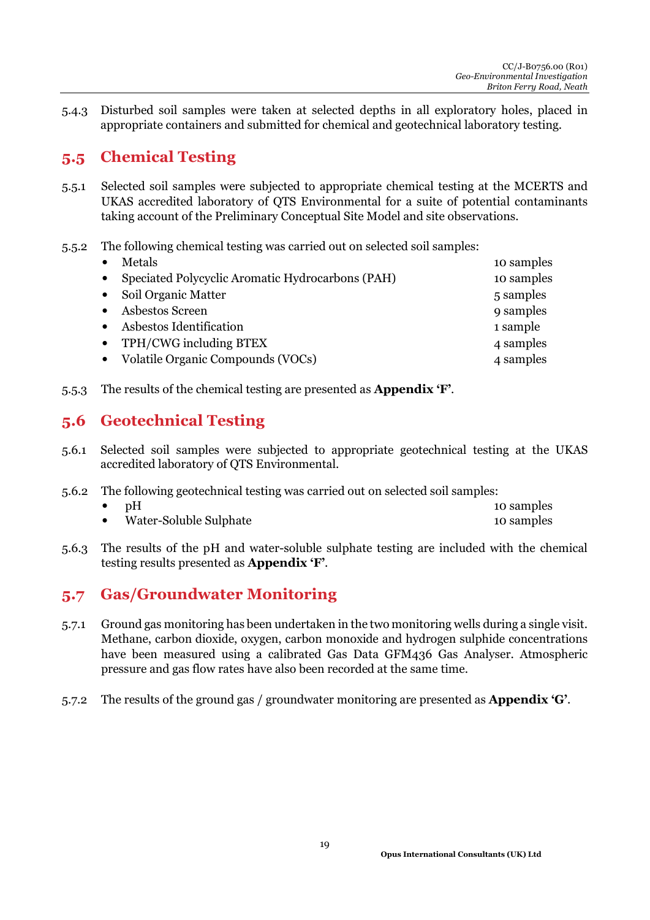5.4.3 Disturbed soil samples were taken at selected depths in all exploratory holes, placed in appropriate containers and submitted for chemical and geotechnical laboratory testing.

## 5.5 Chemical Testing

5.5.1 Selected soil samples were subjected to appropriate chemical testing at the MCERTS and UKAS accredited laboratory of QTS Environmental for a suite of potential contaminants taking account of the Preliminary Conceptual Site Model and site observations.

5.5.2 The following chemical testing was carried out on selected soil samples:

- Metals — 10 samples
- Speciated Polycyclic Aromatic Hydrocarbons (PAH) — 10 samples
- Soil Organic Matter — 5 samples
- Asbestos Screen — 9 samples
- Asbestos Identification — 1 sample
- TPH/CWG including BTEX — 4 samples
- Volatile Organic Compounds (VOCs) — 4 samples

5.5.3 The results of the chemical testing are presented as **Appendix 'F'**.

## 5.6 Geotechnical Testing

5.6.1 Selected soil samples were subjected to appropriate geotechnical testing at the UKAS accredited laboratory of QTS Environmental.

5.6.2 The following geotechnical testing was carried out on selected soil samples:

- pH — 10 samples
- Water-Soluble Sulphate — 10 samples

5.6.3 The results of the pH and water-soluble sulphate testing are included with the chemical testing results presented as **Appendix 'F'**.

## 5.7 Gas/Groundwater Monitoring

5.7.1 Ground gas monitoring has been undertaken in the two monitoring wells during a single visit. Methane, carbon dioxide, oxygen, carbon monoxide and hydrogen sulphide concentrations have been measured using a calibrated Gas Data GFM436 Gas Analyser. Atmospheric pressure and gas flow rates have also been recorded at the same time.

5.7.2 The results of the ground gas / groundwater monitoring are presented as **Appendix 'G'**.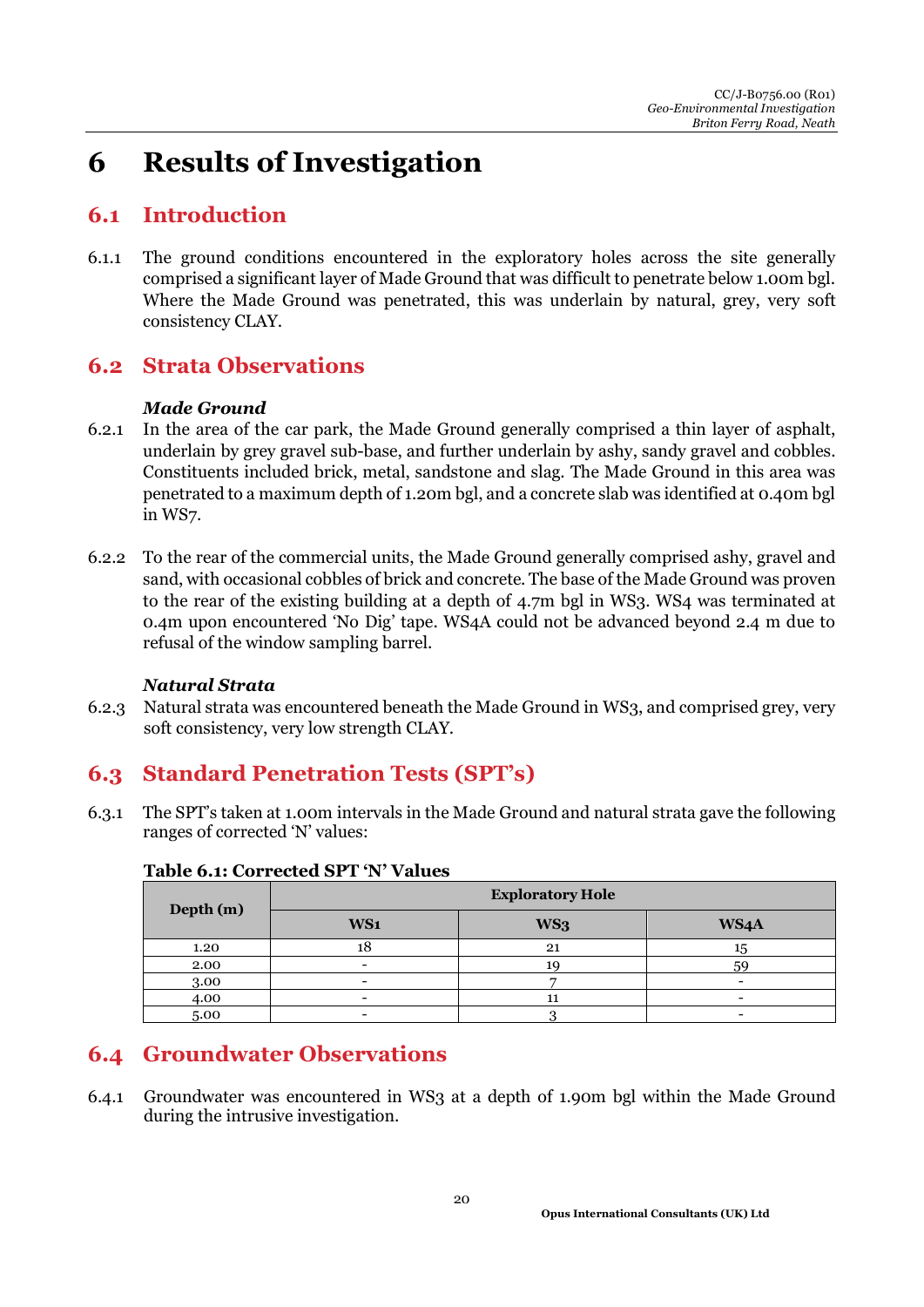# 6 Results of Investigation

## 6.1 Introduction

6.1.1 The ground conditions encountered in the exploratory holes across the site generally comprised a significant layer of Made Ground that was difficult to penetrate below 1.00m bgl. Where the Made Ground was penetrated, this was underlain by natural, grey, very soft consistency CLAY.

## 6.2 Strata Observations

### *Made Ground*

6.2.1 In the area of the car park, the Made Ground generally comprised a thin layer of asphalt, underlain by grey gravel sub-base, and further underlain by ashy, sandy gravel and cobbles. Constituents included brick, metal, sandstone and slag. The Made Ground in this area was penetrated to a maximum depth of 1.20m bgl, and a concrete slab was identified at 0.40m bgl in WS7.

6.2.2 To the rear of the commercial units, the Made Ground generally comprised ashy, gravel and sand, with occasional cobbles of brick and concrete. The base of the Made Ground was proven to the rear of the existing building at a depth of 4.7m bgl in WS3. WS4 was terminated at 0.4m upon encountered 'No Dig' tape. WS4A could not be advanced beyond 2.4 m due to refusal of the window sampling barrel.

### *Natural Strata*

6.2.3 Natural strata was encountered beneath the Made Ground in WS3, and comprised grey, very soft consistency, very low strength CLAY.

## 6.3 Standard Penetration Tests (SPT's)

6.3.1 The SPT's taken at 1.00m intervals in the Made Ground and natural strata gave the following ranges of corrected 'N' values:

**Table 6.1: Corrected SPT 'N' Values**

| Depth (m) | Exploratory Hole | | |
|---|---|---|---|
| | WS1 | WS3 | WS4A |
| 1.20 | 18 | 21 | 15 |
| 2.00 | - | 19 | 59 |
| 3.00 | - | 7 | - |
| 4.00 | - | 11 | - |
| 5.00 | - | 3 | - |

## 6.4 Groundwater Observations

6.4.1 Groundwater was encountered in WS3 at a depth of 1.90m bgl within the Made Ground during the intrusive investigation.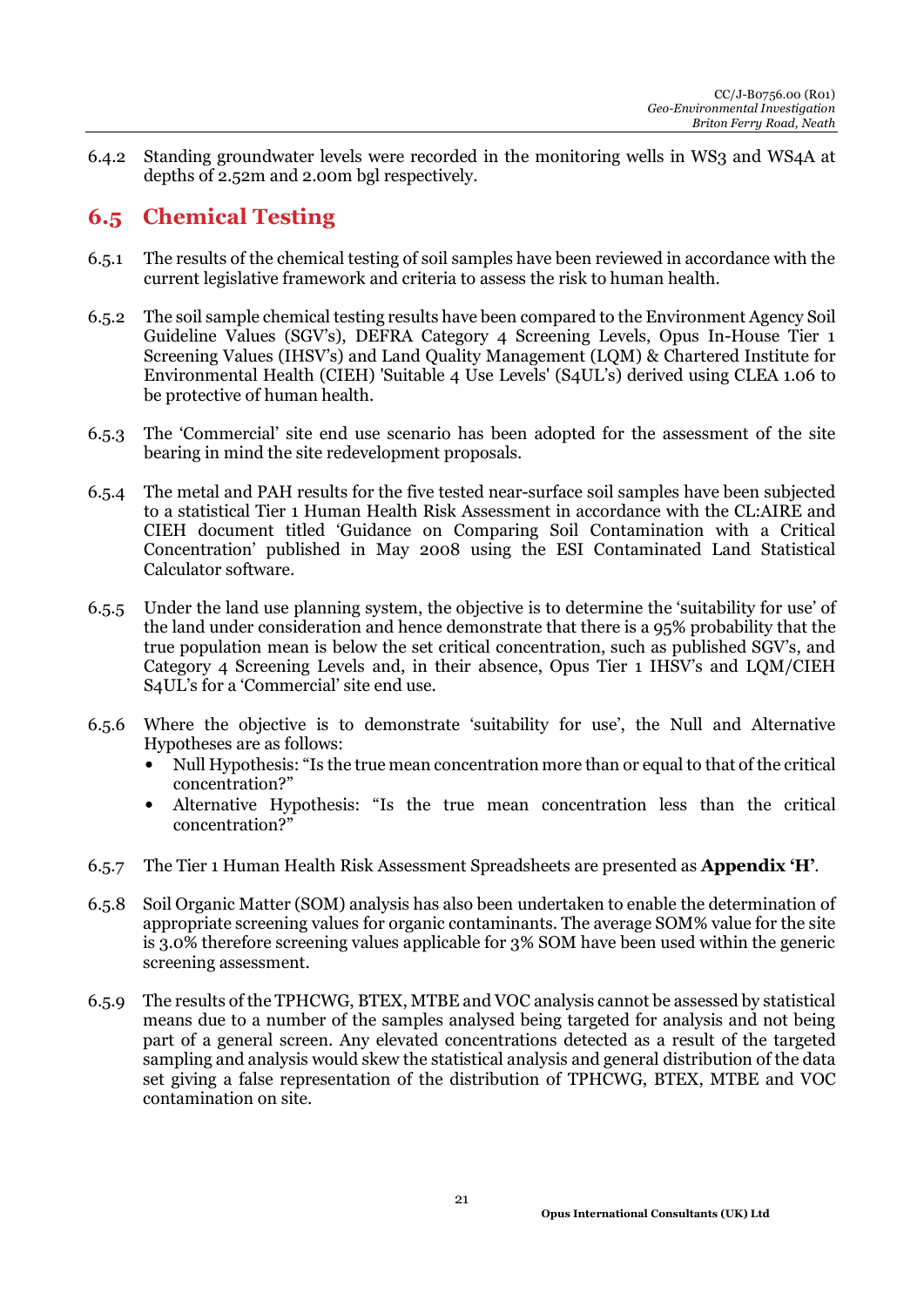6.4.2 Standing groundwater levels were recorded in the monitoring wells in WS3 and WS4A at depths of 2.52m and 2.00m bgl respectively.

## 6.5 Chemical Testing

6.5.1 The results of the chemical testing of soil samples have been reviewed in accordance with the current legislative framework and criteria to assess the risk to human health.

6.5.2 The soil sample chemical testing results have been compared to the Environment Agency Soil Guideline Values (SGV's), DEFRA Category 4 Screening Levels, Opus In-House Tier 1 Screening Values (IHSV's) and Land Quality Management (LQM) & Chartered Institute for Environmental Health (CIEH) 'Suitable 4 Use Levels' (S4UL's) derived using CLEA 1.06 to be protective of human health.

6.5.3 The 'Commercial' site end use scenario has been adopted for the assessment of the site bearing in mind the site redevelopment proposals.

6.5.4 The metal and PAH results for the five tested near-surface soil samples have been subjected to a statistical Tier 1 Human Health Risk Assessment in accordance with the CL:AIRE and CIEH document titled 'Guidance on Comparing Soil Contamination with a Critical Concentration' published in May 2008 using the ESI Contaminated Land Statistical Calculator software.

6.5.5 Under the land use planning system, the objective is to determine the 'suitability for use' of the land under consideration and hence demonstrate that there is a 95% probability that the true population mean is below the set critical concentration, such as published SGV's, and Category 4 Screening Levels and, in their absence, Opus Tier 1 IHSV's and LQM/CIEH S4UL's for a 'Commercial' site end use.

6.5.6 Where the objective is to demonstrate 'suitability for use', the Null and Alternative Hypotheses are as follows:

- Null Hypothesis: "Is the true mean concentration more than or equal to that of the critical concentration?"
- Alternative Hypothesis: "Is the true mean concentration less than the critical concentration?"

6.5.7 The Tier 1 Human Health Risk Assessment Spreadsheets are presented as **Appendix 'H'**.

6.5.8 Soil Organic Matter (SOM) analysis has also been undertaken to enable the determination of appropriate screening values for organic contaminants. The average SOM% value for the site is 3.0% therefore screening values applicable for 3% SOM have been used within the generic screening assessment.

6.5.9 The results of the TPHCWG, BTEX, MTBE and VOC analysis cannot be assessed by statistical means due to a number of the samples analysed being targeted for analysis and not being part of a general screen. Any elevated concentrations detected as a result of the targeted sampling and analysis would skew the statistical analysis and general distribution of the data set giving a false representation of the distribution of TPHCWG, BTEX, MTBE and VOC contamination on site.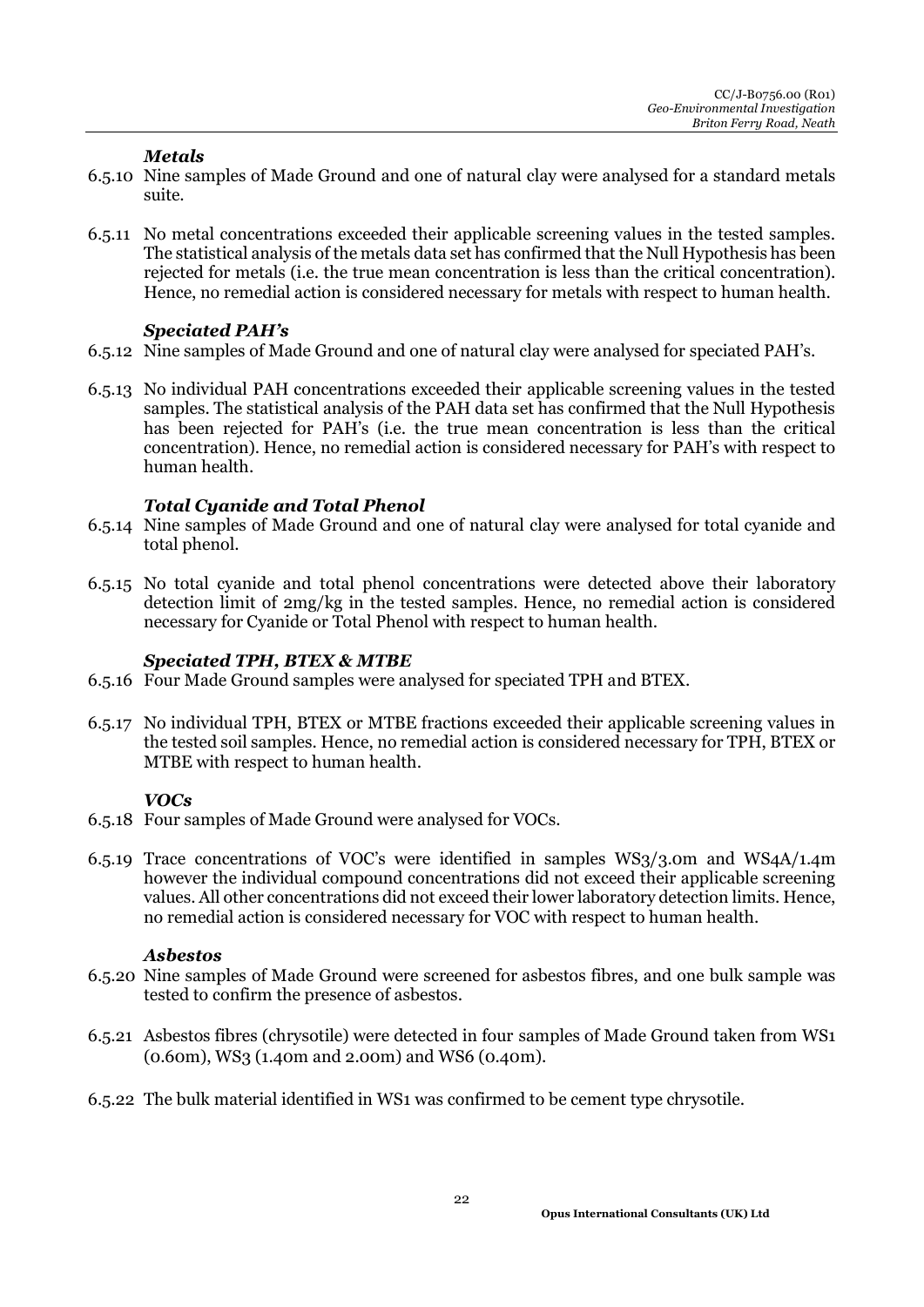#### *Metals*

6.5.10 Nine samples of Made Ground and one of natural clay were analysed for a standard metals suite.

6.5.11 No metal concentrations exceeded their applicable screening values in the tested samples. The statistical analysis of the metals data set has confirmed that the Null Hypothesis has been rejected for metals (i.e. the true mean concentration is less than the critical concentration). Hence, no remedial action is considered necessary for metals with respect to human health.

#### *Speciated PAH's*

6.5.12 Nine samples of Made Ground and one of natural clay were analysed for speciated PAH's.

6.5.13 No individual PAH concentrations exceeded their applicable screening values in the tested samples. The statistical analysis of the PAH data set has confirmed that the Null Hypothesis has been rejected for PAH's (i.e. the true mean concentration is less than the critical concentration). Hence, no remedial action is considered necessary for PAH's with respect to human health.

#### *Total Cyanide and Total Phenol*

6.5.14 Nine samples of Made Ground and one of natural clay were analysed for total cyanide and total phenol.

6.5.15 No total cyanide and total phenol concentrations were detected above their laboratory detection limit of 2mg/kg in the tested samples. Hence, no remedial action is considered necessary for Cyanide or Total Phenol with respect to human health.

#### *Speciated TPH, BTEX & MTBE*

6.5.16 Four Made Ground samples were analysed for speciated TPH and BTEX.

6.5.17 No individual TPH, BTEX or MTBE fractions exceeded their applicable screening values in the tested soil samples. Hence, no remedial action is considered necessary for TPH, BTEX or MTBE with respect to human health.

#### *VOCs*

6.5.18 Four samples of Made Ground were analysed for VOCs.

6.5.19 Trace concentrations of VOC's were identified in samples WS3/3.0m and WS4A/1.4m however the individual compound concentrations did not exceed their applicable screening values. All other concentrations did not exceed their lower laboratory detection limits. Hence, no remedial action is considered necessary for VOC with respect to human health.

#### *Asbestos*

6.5.20 Nine samples of Made Ground were screened for asbestos fibres, and one bulk sample was tested to confirm the presence of asbestos.

6.5.21 Asbestos fibres (chrysotile) were detected in four samples of Made Ground taken from WS1 (0.60m), WS3 (1.40m and 2.00m) and WS6 (0.40m).

6.5.22 The bulk material identified in WS1 was confirmed to be cement type chrysotile.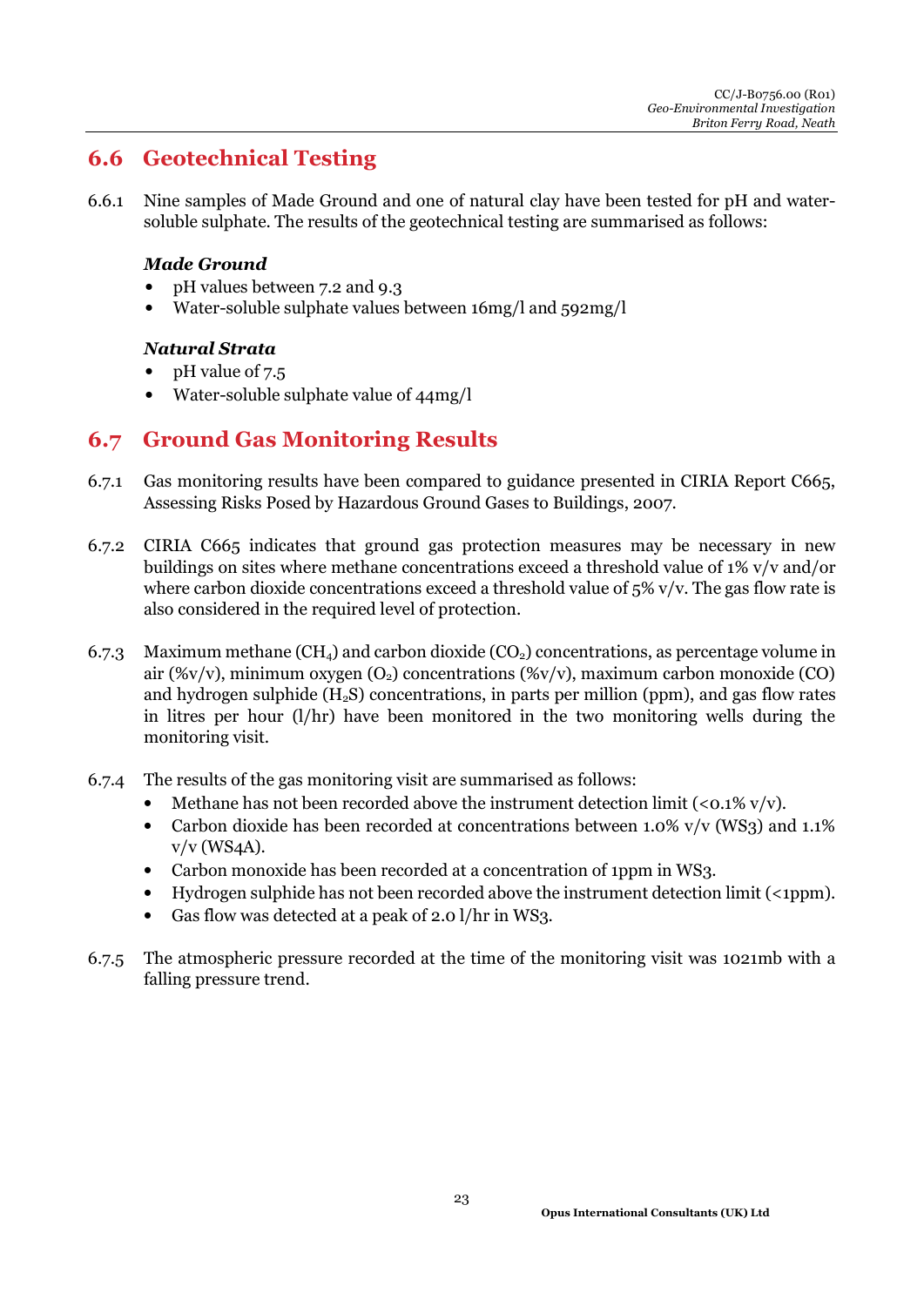## 6.6 Geotechnical Testing

6.6.1 Nine samples of Made Ground and one of natural clay have been tested for pH and water-soluble sulphate. The results of the geotechnical testing are summarised as follows:

***Made Ground***

- pH values between 7.2 and 9.3
- Water-soluble sulphate values between 16mg/l and 592mg/l

***Natural Strata***

- pH value of 7.5
- Water-soluble sulphate value of 44mg/l

## 6.7 Ground Gas Monitoring Results

6.7.1 Gas monitoring results have been compared to guidance presented in CIRIA Report C665, Assessing Risks Posed by Hazardous Ground Gases to Buildings, 2007.

6.7.2 CIRIA C665 indicates that ground gas protection measures may be necessary in new buildings on sites where methane concentrations exceed a threshold value of 1% v/v and/or where carbon dioxide concentrations exceed a threshold value of 5% v/v. The gas flow rate is also considered in the required level of protection.

6.7.3 Maximum methane ($CH_4$) and carbon dioxide ($CO_2$) concentrations, as percentage volume in air (%v/v), minimum oxygen ($O_2$) concentrations (%v/v), maximum carbon monoxide (CO) and hydrogen sulphide ($H_2S$) concentrations, in parts per million (ppm), and gas flow rates in litres per hour (l/hr) have been monitored in the two monitoring wells during the monitoring visit.

6.7.4 The results of the gas monitoring visit are summarised as follows:

- Methane has not been recorded above the instrument detection limit (<0.1% v/v).
- Carbon dioxide has been recorded at concentrations between 1.0% v/v (WS3) and 1.1% v/v (WS4A).
- Carbon monoxide has been recorded at a concentration of 1ppm in WS3.
- Hydrogen sulphide has not been recorded above the instrument detection limit (<1ppm).
- Gas flow was detected at a peak of 2.0 l/hr in WS3.

6.7.5 The atmospheric pressure recorded at the time of the monitoring visit was 1021mb with a falling pressure trend.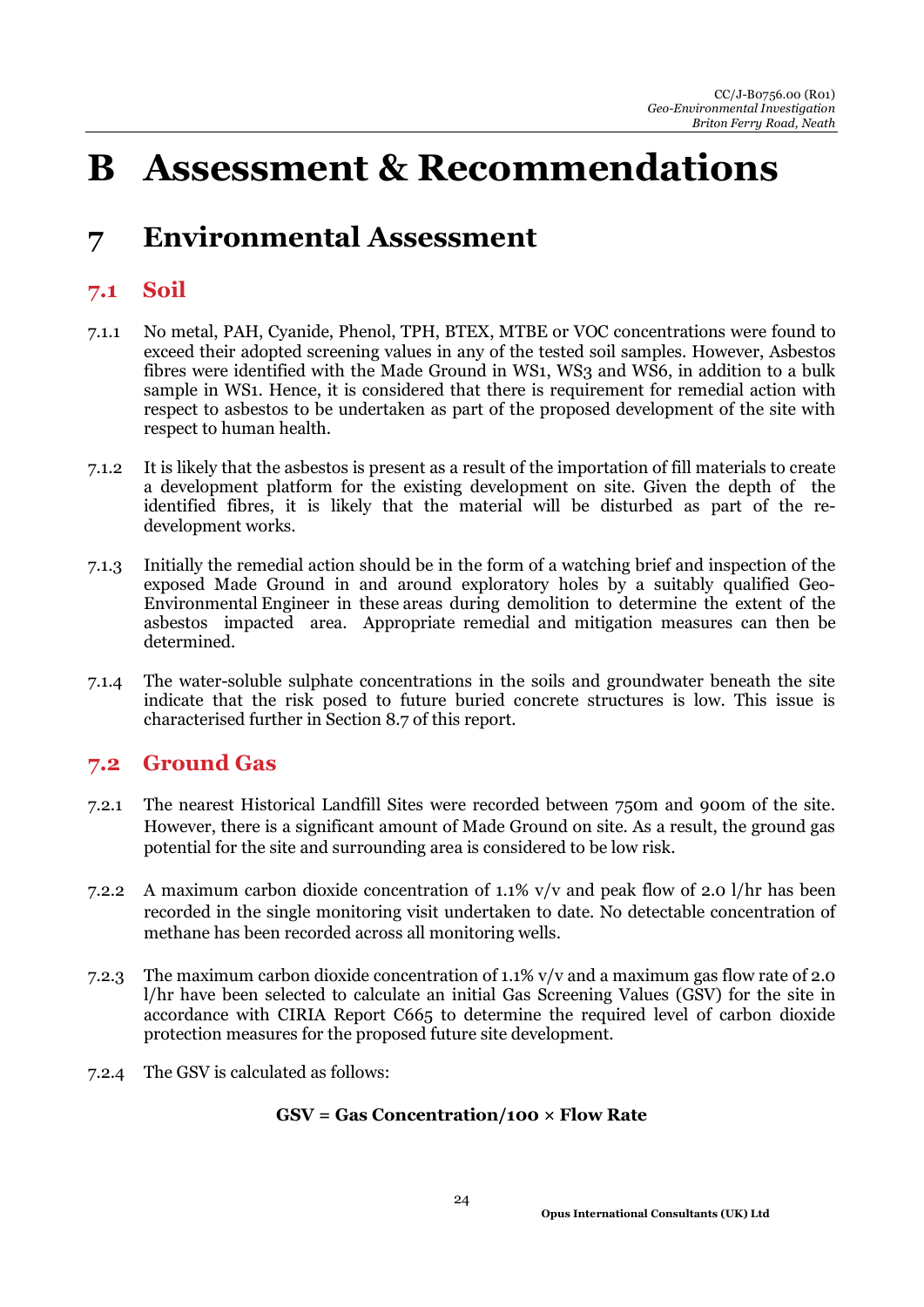# B Assessment & Recommendations

# 7 Environmental Assessment

## 7.1 Soil

7.1.1 No metal, PAH, Cyanide, Phenol, TPH, BTEX, MTBE or VOC concentrations were found to exceed their adopted screening values in any of the tested soil samples. However, Asbestos fibres were identified with the Made Ground in WS1, WS3 and WS6, in addition to a bulk sample in WS1. Hence, it is considered that there is requirement for remedial action with respect to asbestos to be undertaken as part of the proposed development of the site with respect to human health.

7.1.2 It is likely that the asbestos is present as a result of the importation of fill materials to create a development platform for the existing development on site. Given the depth of the identified fibres, it is likely that the material will be disturbed as part of the re-development works.

7.1.3 Initially the remedial action should be in the form of a watching brief and inspection of the exposed Made Ground in and around exploratory holes by a suitably qualified Geo-Environmental Engineer in these areas during demolition to determine the extent of the asbestos impacted area. Appropriate remedial and mitigation measures can then be determined.

7.1.4 The water-soluble sulphate concentrations in the soils and groundwater beneath the site indicate that the risk posed to future buried concrete structures is low. This issue is characterised further in Section 8.7 of this report.

## 7.2 Ground Gas

7.2.1 The nearest Historical Landfill Sites were recorded between 750m and 900m of the site. However, there is a significant amount of Made Ground on site. As a result, the ground gas potential for the site and surrounding area is considered to be low risk.

7.2.2 A maximum carbon dioxide concentration of 1.1% v/v and peak flow of 2.0 l/hr has been recorded in the single monitoring visit undertaken to date. No detectable concentration of methane has been recorded across all monitoring wells.

7.2.3 The maximum carbon dioxide concentration of 1.1% v/v and a maximum gas flow rate of 2.0 l/hr have been selected to calculate an initial Gas Screening Values (GSV) for the site in accordance with CIRIA Report C665 to determine the required level of carbon dioxide protection measures for the proposed future site development.

7.2.4 The GSV is calculated as follows:

$$\textbf{GSV} = \textbf{Gas Concentration}/100 \times \textbf{Flow Rate}$$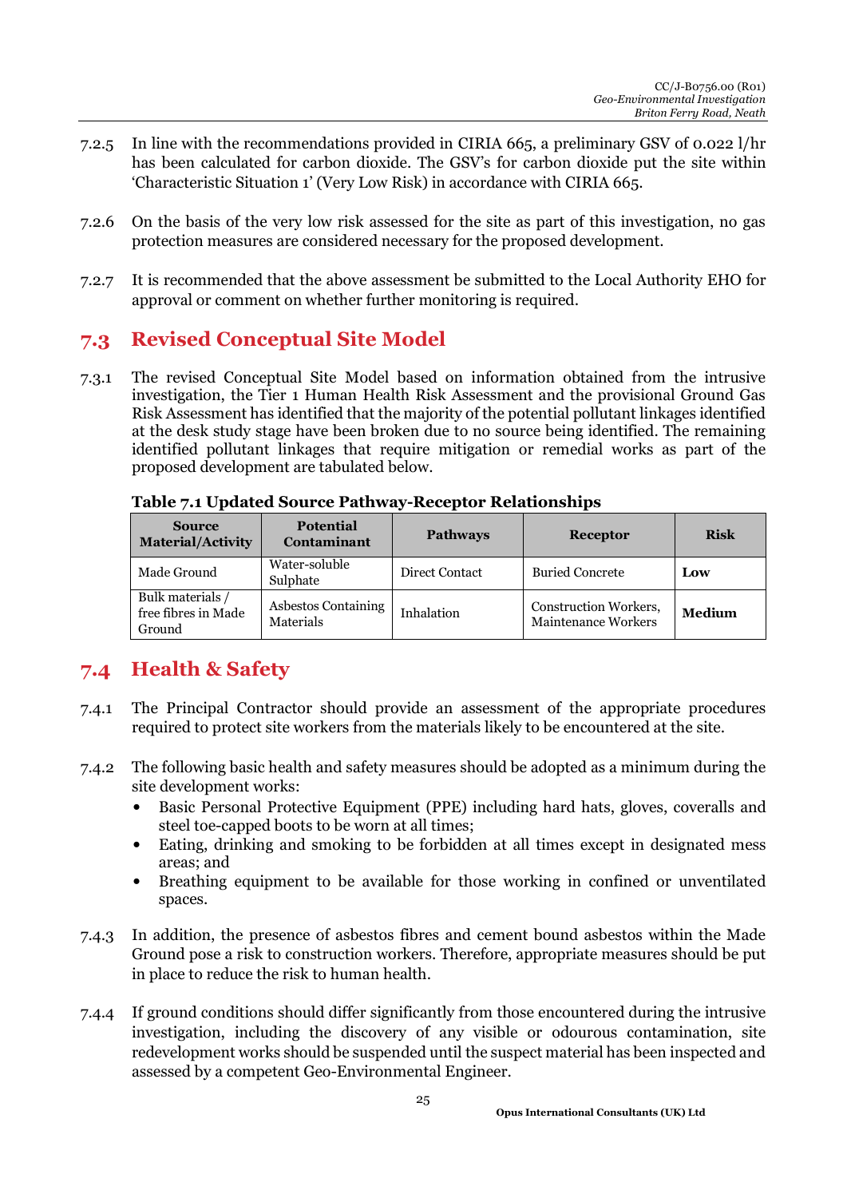7.2.5 In line with the recommendations provided in CIRIA 665, a preliminary GSV of 0.022 l/hr has been calculated for carbon dioxide. The GSV's for carbon dioxide put the site within 'Characteristic Situation 1' (Very Low Risk) in accordance with CIRIA 665.

7.2.6 On the basis of the very low risk assessed for the site as part of this investigation, no gas protection measures are considered necessary for the proposed development.

7.2.7 It is recommended that the above assessment be submitted to the Local Authority EHO for approval or comment on whether further monitoring is required.

## 7.3 Revised Conceptual Site Model

7.3.1 The revised Conceptual Site Model based on information obtained from the intrusive investigation, the Tier 1 Human Health Risk Assessment and the provisional Ground Gas Risk Assessment has identified that the majority of the potential pollutant linkages identified at the desk study stage have been broken due to no source being identified. The remaining identified pollutant linkages that require mitigation or remedial works as part of the proposed development are tabulated below.

**Table 7.1 Updated Source Pathway-Receptor Relationships**

| Source Material/Activity | Potential Contaminant | Pathways | Receptor | Risk |
|---|---|---|---|---|
| Made Ground | Water-soluble Sulphate | Direct Contact | Buried Concrete | **Low** |
| Bulk materials / free fibres in Made Ground | Asbestos Containing Materials | Inhalation | Construction Workers, Maintenance Workers | **Medium** |

## 7.4 Health & Safety

7.4.1 The Principal Contractor should provide an assessment of the appropriate procedures required to protect site workers from the materials likely to be encountered at the site.

7.4.2 The following basic health and safety measures should be adopted as a minimum during the site development works:

- Basic Personal Protective Equipment (PPE) including hard hats, gloves, coveralls and steel toe-capped boots to be worn at all times;
- Eating, drinking and smoking to be forbidden at all times except in designated mess areas; and
- Breathing equipment to be available for those working in confined or unventilated spaces.

7.4.3 In addition, the presence of asbestos fibres and cement bound asbestos within the Made Ground pose a risk to construction workers. Therefore, appropriate measures should be put in place to reduce the risk to human health.

7.4.4 If ground conditions should differ significantly from those encountered during the intrusive investigation, including the discovery of any visible or odourous contamination, site redevelopment works should be suspended until the suspect material has been inspected and assessed by a competent Geo-Environmental Engineer.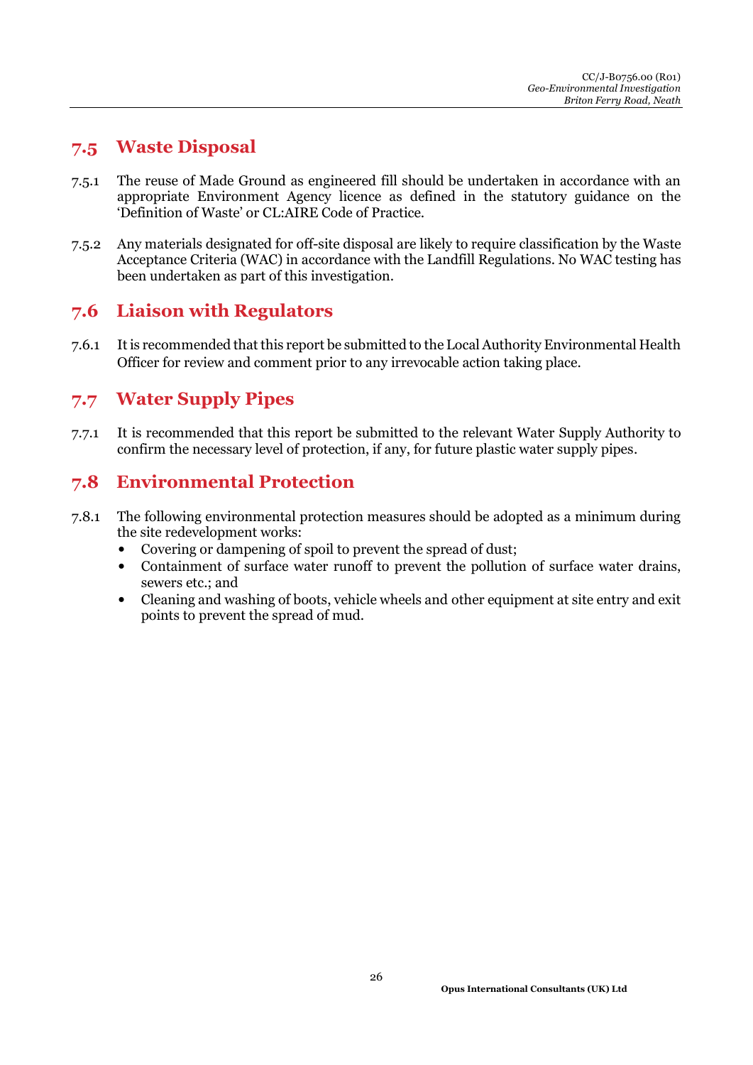## 7.5 Waste Disposal

7.5.1 The reuse of Made Ground as engineered fill should be undertaken in accordance with an appropriate Environment Agency licence as defined in the statutory guidance on the 'Definition of Waste' or CL:AIRE Code of Practice.

7.5.2 Any materials designated for off-site disposal are likely to require classification by the Waste Acceptance Criteria (WAC) in accordance with the Landfill Regulations. No WAC testing has been undertaken as part of this investigation.

## 7.6 Liaison with Regulators

7.6.1 It is recommended that this report be submitted to the Local Authority Environmental Health Officer for review and comment prior to any irrevocable action taking place.

## 7.7 Water Supply Pipes

7.7.1 It is recommended that this report be submitted to the relevant Water Supply Authority to confirm the necessary level of protection, if any, for future plastic water supply pipes.

## 7.8 Environmental Protection

7.8.1 The following environmental protection measures should be adopted as a minimum during the site redevelopment works:

- Covering or dampening of spoil to prevent the spread of dust;
- Containment of surface water runoff to prevent the pollution of surface water drains, sewers etc.; and
- Cleaning and washing of boots, vehicle wheels and other equipment at site entry and exit points to prevent the spread of mud.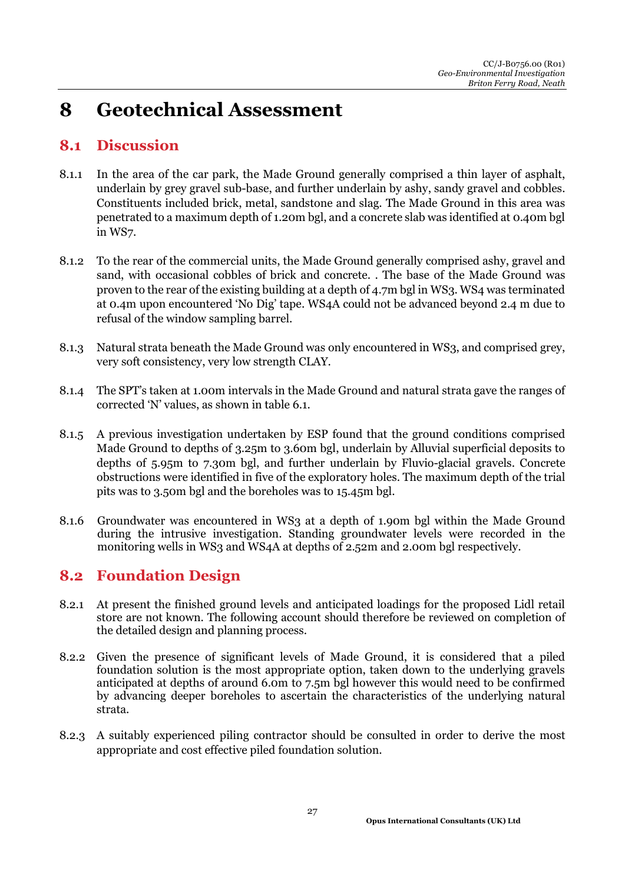# 8 Geotechnical Assessment

## 8.1 Discussion

8.1.1 In the area of the car park, the Made Ground generally comprised a thin layer of asphalt, underlain by grey gravel sub-base, and further underlain by ashy, sandy gravel and cobbles. Constituents included brick, metal, sandstone and slag. The Made Ground in this area was penetrated to a maximum depth of 1.20m bgl, and a concrete slab was identified at 0.40m bgl in WS7.

8.1.2 To the rear of the commercial units, the Made Ground generally comprised ashy, gravel and sand, with occasional cobbles of brick and concrete. . The base of the Made Ground was proven to the rear of the existing building at a depth of 4.7m bgl in WS3. WS4 was terminated at 0.4m upon encountered 'No Dig' tape. WS4A could not be advanced beyond 2.4 m due to refusal of the window sampling barrel.

8.1.3 Natural strata beneath the Made Ground was only encountered in WS3, and comprised grey, very soft consistency, very low strength CLAY.

8.1.4 The SPT's taken at 1.00m intervals in the Made Ground and natural strata gave the ranges of corrected 'N' values, as shown in table 6.1.

8.1.5 A previous investigation undertaken by ESP found that the ground conditions comprised Made Ground to depths of 3.25m to 3.60m bgl, underlain by Alluvial superficial deposits to depths of 5.95m to 7.30m bgl, and further underlain by Fluvio-glacial gravels. Concrete obstructions were identified in five of the exploratory holes. The maximum depth of the trial pits was to 3.50m bgl and the boreholes was to 15.45m bgl.

8.1.6 Groundwater was encountered in WS3 at a depth of 1.90m bgl within the Made Ground during the intrusive investigation. Standing groundwater levels were recorded in the monitoring wells in WS3 and WS4A at depths of 2.52m and 2.00m bgl respectively.

## 8.2 Foundation Design

8.2.1 At present the finished ground levels and anticipated loadings for the proposed Lidl retail store are not known. The following account should therefore be reviewed on completion of the detailed design and planning process.

8.2.2 Given the presence of significant levels of Made Ground, it is considered that a piled foundation solution is the most appropriate option, taken down to the underlying gravels anticipated at depths of around 6.0m to 7.5m bgl however this would need to be confirmed by advancing deeper boreholes to ascertain the characteristics of the underlying natural strata.

8.2.3 A suitably experienced piling contractor should be consulted in order to derive the most appropriate and cost effective piled foundation solution.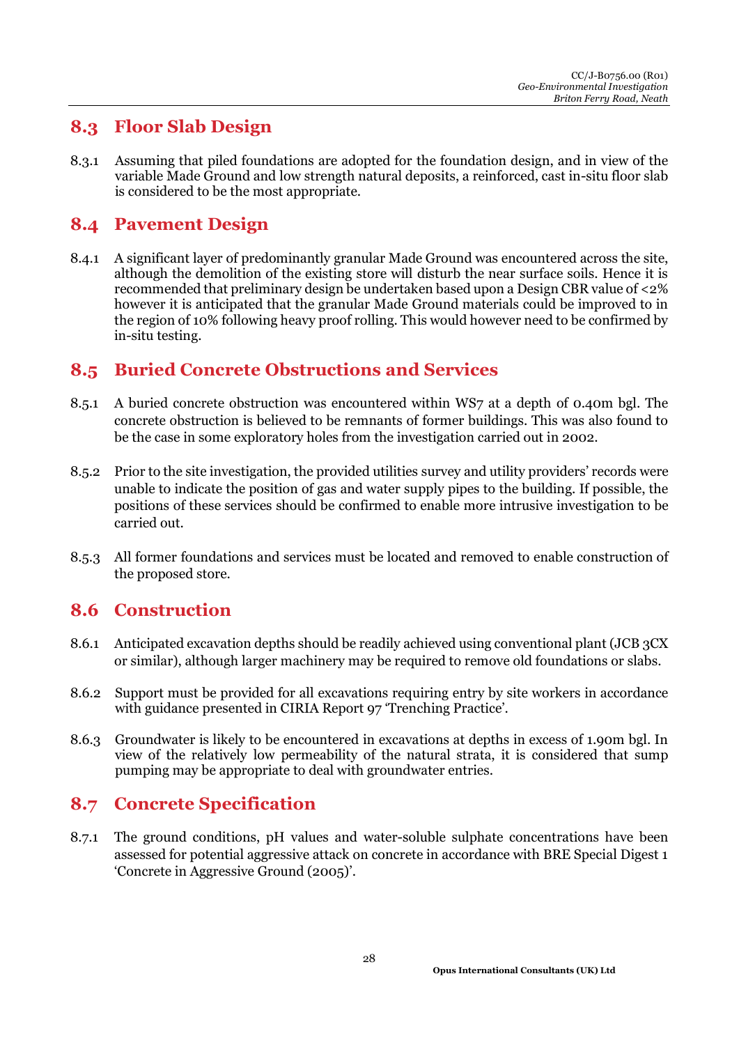## 8.3 Floor Slab Design

8.3.1 Assuming that piled foundations are adopted for the foundation design, and in view of the variable Made Ground and low strength natural deposits, a reinforced, cast in-situ floor slab is considered to be the most appropriate.

## 8.4 Pavement Design

8.4.1 A significant layer of predominantly granular Made Ground was encountered across the site, although the demolition of the existing store will disturb the near surface soils. Hence it is recommended that preliminary design be undertaken based upon a Design CBR value of <2% however it is anticipated that the granular Made Ground materials could be improved to in the region of 10% following heavy proof rolling. This would however need to be confirmed by in-situ testing.

## 8.5 Buried Concrete Obstructions and Services

8.5.1 A buried concrete obstruction was encountered within WS7 at a depth of 0.40m bgl. The concrete obstruction is believed to be remnants of former buildings. This was also found to be the case in some exploratory holes from the investigation carried out in 2002.

8.5.2 Prior to the site investigation, the provided utilities survey and utility providers' records were unable to indicate the position of gas and water supply pipes to the building. If possible, the positions of these services should be confirmed to enable more intrusive investigation to be carried out.

8.5.3 All former foundations and services must be located and removed to enable construction of the proposed store.

## 8.6 Construction

8.6.1 Anticipated excavation depths should be readily achieved using conventional plant (JCB 3CX or similar), although larger machinery may be required to remove old foundations or slabs.

8.6.2 Support must be provided for all excavations requiring entry by site workers in accordance with guidance presented in CIRIA Report 97 'Trenching Practice'.

8.6.3 Groundwater is likely to be encountered in excavations at depths in excess of 1.90m bgl. In view of the relatively low permeability of the natural strata, it is considered that sump pumping may be appropriate to deal with groundwater entries.

## 8.7 Concrete Specification

8.7.1 The ground conditions, pH values and water-soluble sulphate concentrations have been assessed for potential aggressive attack on concrete in accordance with BRE Special Digest 1 'Concrete in Aggressive Ground (2005)'.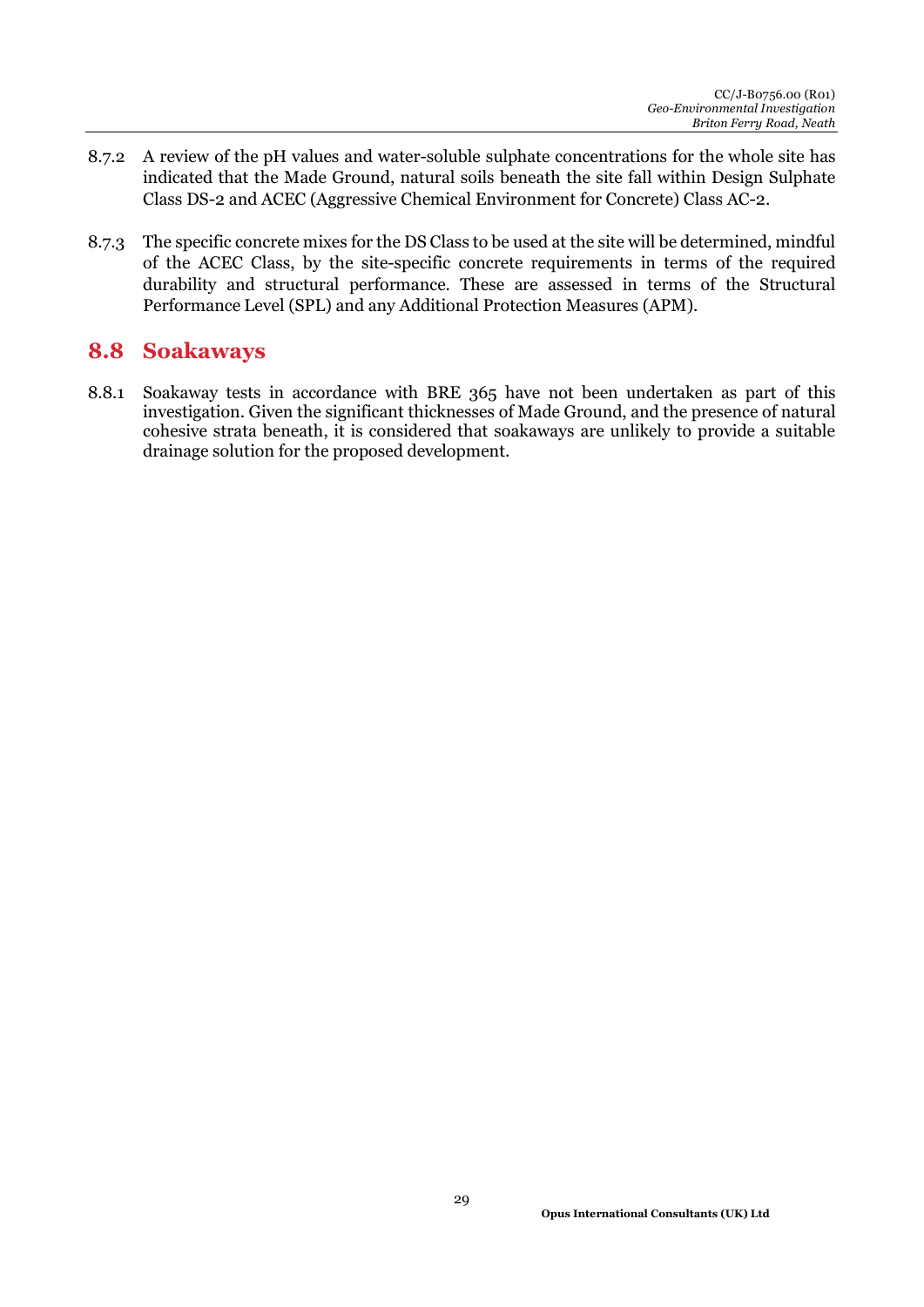8.7.2 A review of the pH values and water-soluble sulphate concentrations for the whole site has indicated that the Made Ground, natural soils beneath the site fall within Design Sulphate Class DS-2 and ACEC (Aggressive Chemical Environment for Concrete) Class AC-2.

8.7.3 The specific concrete mixes for the DS Class to be used at the site will be determined, mindful of the ACEC Class, by the site-specific concrete requirements in terms of the required durability and structural performance. These are assessed in terms of the Structural Performance Level (SPL) and any Additional Protection Measures (APM).

## 8.8 Soakaways

8.8.1 Soakaway tests in accordance with BRE 365 have not been undertaken as part of this investigation. Given the significant thicknesses of Made Ground, and the presence of natural cohesive strata beneath, it is considered that soakaways are unlikely to provide a suitable drainage solution for the proposed development.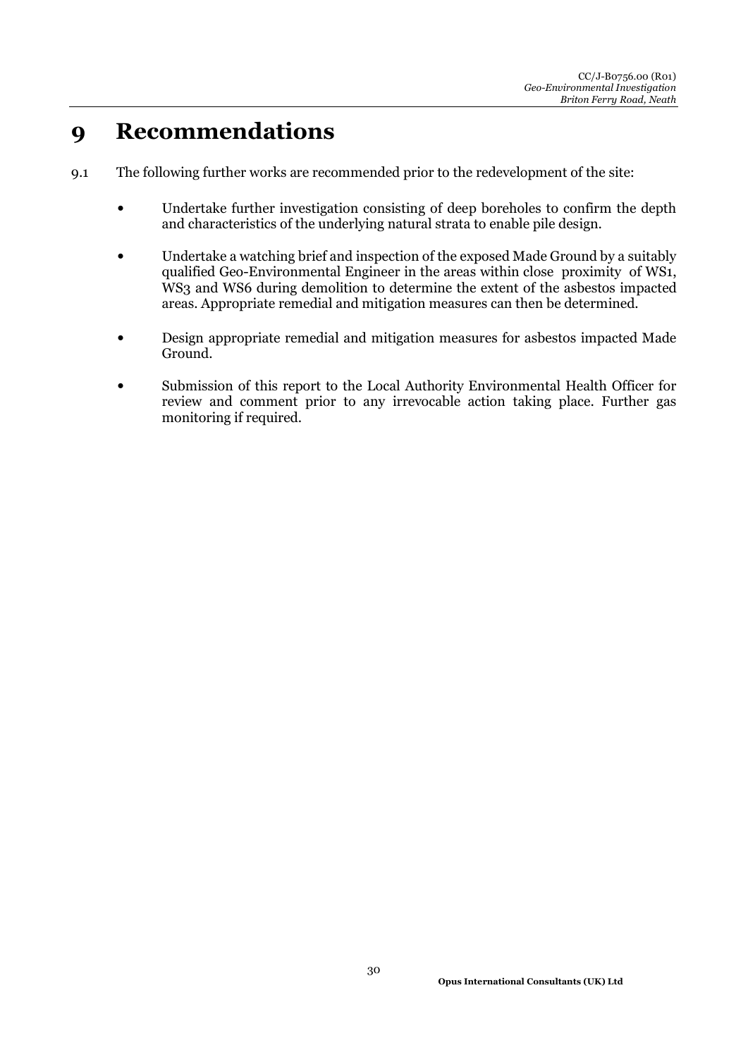# 9 Recommendations

9.1 The following further works are recommended prior to the redevelopment of the site:

- Undertake further investigation consisting of deep boreholes to confirm the depth and characteristics of the underlying natural strata to enable pile design.
- Undertake a watching brief and inspection of the exposed Made Ground by a suitably qualified Geo-Environmental Engineer in the areas within close proximity of WS1, WS3 and WS6 during demolition to determine the extent of the asbestos impacted areas. Appropriate remedial and mitigation measures can then be determined.
- Design appropriate remedial and mitigation measures for asbestos impacted Made Ground.
- Submission of this report to the Local Authority Environmental Health Officer for review and comment prior to any irrevocable action taking place. Further gas monitoring if required.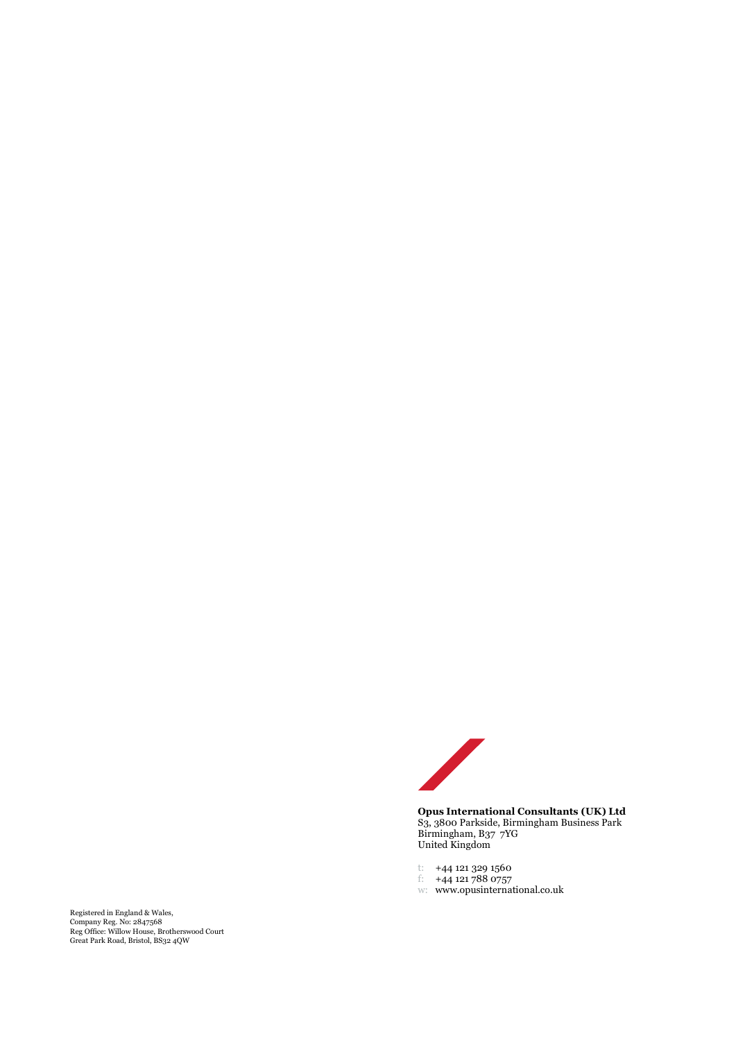**Opus International Consultants (UK) Ltd**
S3, 3800 Parkside, Birmingham Business Park
Birmingham, B37 7YG
United Kingdom

t: +44 121 329 1560
f: +44 121 788 0757
w: www.opusinternational.co.uk

Registered in England & Wales,
Company Reg. No: 2847568
Reg Office: Willow House, Brotherswood Court
Great Park Road, Bristol, BS32 4QW